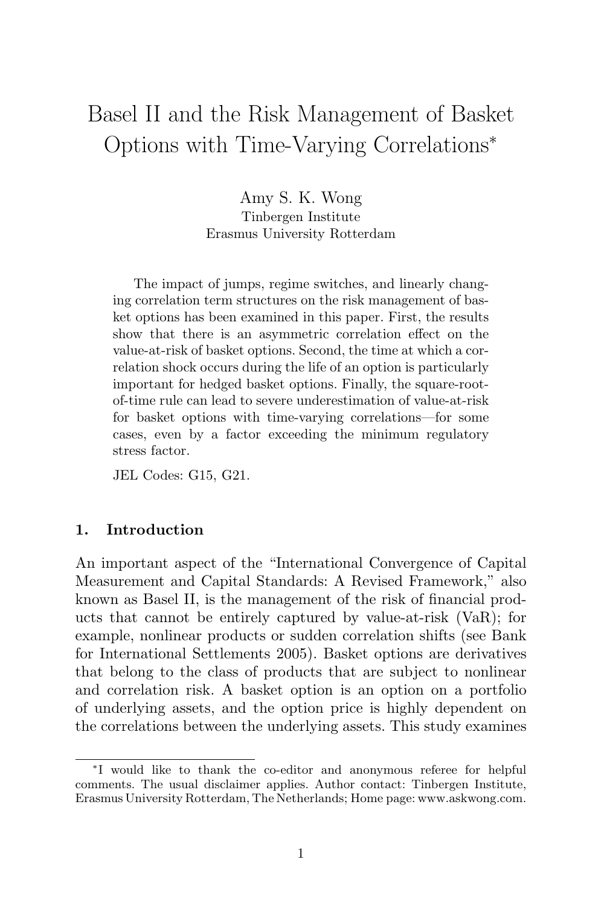# Basel II and the Risk Management of Basket Options with Time-Varying Correlations*

Amy S. K. Wong
Tinbergen Institute
Erasmus University Rotterdam

The impact of jumps, regime switches, and linearly changing correlation term structures on the risk management of basket options has been examined in this paper. First, the results show that there is an asymmetric correlation effect on the value-at-risk of basket options. Second, the time at which a correlation shock occurs during the life of an option is particularly important for hedged basket options. Finally, the square-root-of-time rule can lead to severe underestimation of value-at-risk for basket options with time-varying correlations—for some cases, even by a factor exceeding the minimum regulatory stress factor.

JEL Codes: G15, G21.

## 1. Introduction

An important aspect of the "International Convergence of Capital Measurement and Capital Standards: A Revised Framework," also known as Basel II, is the management of the risk of financial products that cannot be entirely captured by value-at-risk (VaR); for example, nonlinear products or sudden correlation shifts (see Bank for International Settlements 2005). Basket options are derivatives that belong to the class of products that are subject to nonlinear and correlation risk. A basket option is an option on a portfolio of underlying assets, and the option price is highly dependent on the correlations between the underlying assets. This study examines

*I would like to thank the co-editor and anonymous referee for helpful comments. The usual disclaimer applies. Author contact: Tinbergen Institute, Erasmus University Rotterdam, The Netherlands; Home page: www.askwong.com.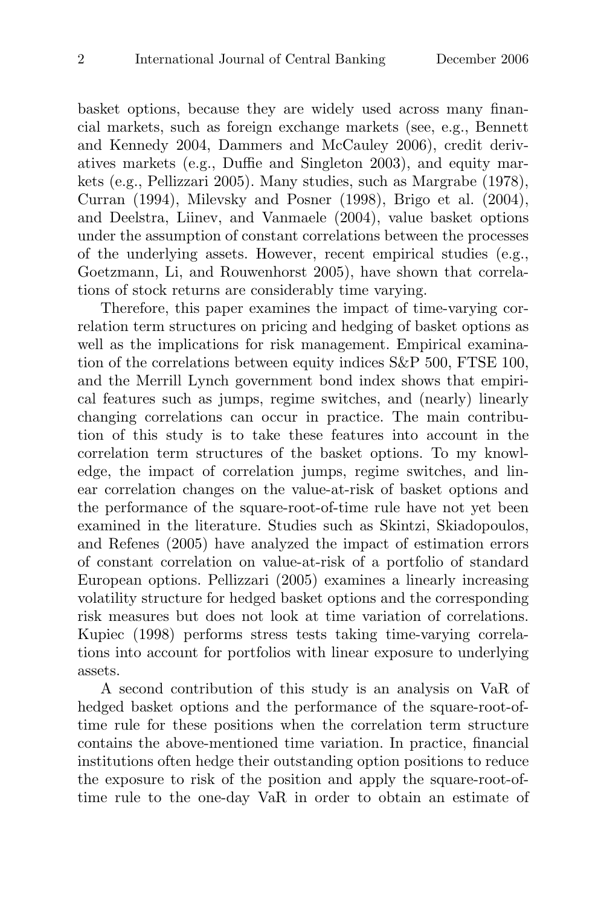basket options, because they are widely used across many financial markets, such as foreign exchange markets (see, e.g., Bennett and Kennedy 2004, Dammers and McCauley 2006), credit derivatives markets (e.g., Duffie and Singleton 2003), and equity markets (e.g., Pellizzari 2005). Many studies, such as Margrabe (1978), Curran (1994), Milevsky and Posner (1998), Brigo et al. (2004), and Deelstra, Liinev, and Vanmaele (2004), value basket options under the assumption of constant correlations between the processes of the underlying assets. However, recent empirical studies (e.g., Goetzmann, Li, and Rouwenhorst 2005), have shown that correlations of stock returns are considerably time varying.

Therefore, this paper examines the impact of time-varying correlation term structures on pricing and hedging of basket options as well as the implications for risk management. Empirical examination of the correlations between equity indices S&P 500, FTSE 100, and the Merrill Lynch government bond index shows that empirical features such as jumps, regime switches, and (nearly) linearly changing correlations can occur in practice. The main contribution of this study is to take these features into account in the correlation term structures of the basket options. To my knowledge, the impact of correlation jumps, regime switches, and linear correlation changes on the value-at-risk of basket options and the performance of the square-root-of-time rule have not yet been examined in the literature. Studies such as Skintzi, Skiadopoulos, and Refenes (2005) have analyzed the impact of estimation errors of constant correlation on value-at-risk of a portfolio of standard European options. Pellizzari (2005) examines a linearly increasing volatility structure for hedged basket options and the corresponding risk measures but does not look at time variation of correlations. Kupiec (1998) performs stress tests taking time-varying correlations into account for portfolios with linear exposure to underlying assets.

A second contribution of this study is an analysis on VaR of hedged basket options and the performance of the square-root-of-time rule for these positions when the correlation term structure contains the above-mentioned time variation. In practice, financial institutions often hedge their outstanding option positions to reduce the exposure to risk of the position and apply the square-root-of-time rule to the one-day VaR in order to obtain an estimate of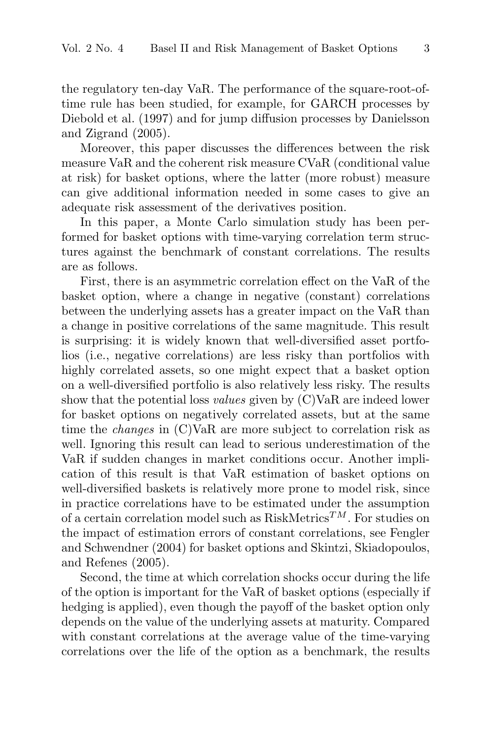the regulatory ten-day VaR. The performance of the square-root-of-time rule has been studied, for example, for GARCH processes by Diebold et al. (1997) and for jump diffusion processes by Danielsson and Zigrand (2005).

Moreover, this paper discusses the differences between the risk measure VaR and the coherent risk measure CVaR (conditional value at risk) for basket options, where the latter (more robust) measure can give additional information needed in some cases to give an adequate risk assessment of the derivatives position.

In this paper, a Monte Carlo simulation study has been performed for basket options with time-varying correlation term structures against the benchmark of constant correlations. The results are as follows.

First, there is an asymmetric correlation effect on the VaR of the basket option, where a change in negative (constant) correlations between the underlying assets has a greater impact on the VaR than a change in positive correlations of the same magnitude. This result is surprising: it is widely known that well-diversified asset portfolios (i.e., negative correlations) are less risky than portfolios with highly correlated assets, so one might expect that a basket option on a well-diversified portfolio is also relatively less risky. The results show that the potential loss *values* given by (C)VaR are indeed lower for basket options on negatively correlated assets, but at the same time the *changes* in (C)VaR are more subject to correlation risk as well. Ignoring this result can lead to serious underestimation of the VaR if sudden changes in market conditions occur. Another implication of this result is that VaR estimation of basket options on well-diversified baskets is relatively more prone to model risk, since in practice correlations have to be estimated under the assumption of a certain correlation model such as RiskMetrics$^{TM}$. For studies on the impact of estimation errors of constant correlations, see Fengler and Schwendner (2004) for basket options and Skintzi, Skiadopoulos, and Refenes (2005).

Second, the time at which correlation shocks occur during the life of the option is important for the VaR of basket options (especially if hedging is applied), even though the payoff of the basket option only depends on the value of the underlying assets at maturity. Compared with constant correlations at the average value of the time-varying correlations over the life of the option as a benchmark, the results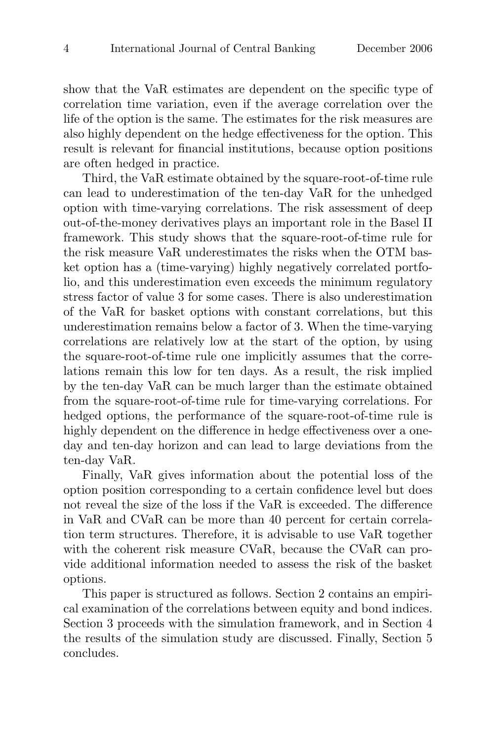show that the VaR estimates are dependent on the specific type of correlation time variation, even if the average correlation over the life of the option is the same. The estimates for the risk measures are also highly dependent on the hedge effectiveness for the option. This result is relevant for financial institutions, because option positions are often hedged in practice.

Third, the VaR estimate obtained by the square-root-of-time rule can lead to underestimation of the ten-day VaR for the unhedged option with time-varying correlations. The risk assessment of deep out-of-the-money derivatives plays an important role in the Basel II framework. This study shows that the square-root-of-time rule for the risk measure VaR underestimates the risks when the OTM basket option has a (time-varying) highly negatively correlated portfolio, and this underestimation even exceeds the minimum regulatory stress factor of value 3 for some cases. There is also underestimation of the VaR for basket options with constant correlations, but this underestimation remains below a factor of 3. When the time-varying correlations are relatively low at the start of the option, by using the square-root-of-time rule one implicitly assumes that the correlations remain this low for ten days. As a result, the risk implied by the ten-day VaR can be much larger than the estimate obtained from the square-root-of-time rule for time-varying correlations. For hedged options, the performance of the square-root-of-time rule is highly dependent on the difference in hedge effectiveness over a one-day and ten-day horizon and can lead to large deviations from the ten-day VaR.

Finally, VaR gives information about the potential loss of the option position corresponding to a certain confidence level but does not reveal the size of the loss if the VaR is exceeded. The difference in VaR and CVaR can be more than 40 percent for certain correlation term structures. Therefore, it is advisable to use VaR together with the coherent risk measure CVaR, because the CVaR can provide additional information needed to assess the risk of the basket options.

This paper is structured as follows. Section 2 contains an empirical examination of the correlations between equity and bond indices. Section 3 proceeds with the simulation framework, and in Section 4 the results of the simulation study are discussed. Finally, Section 5 concludes.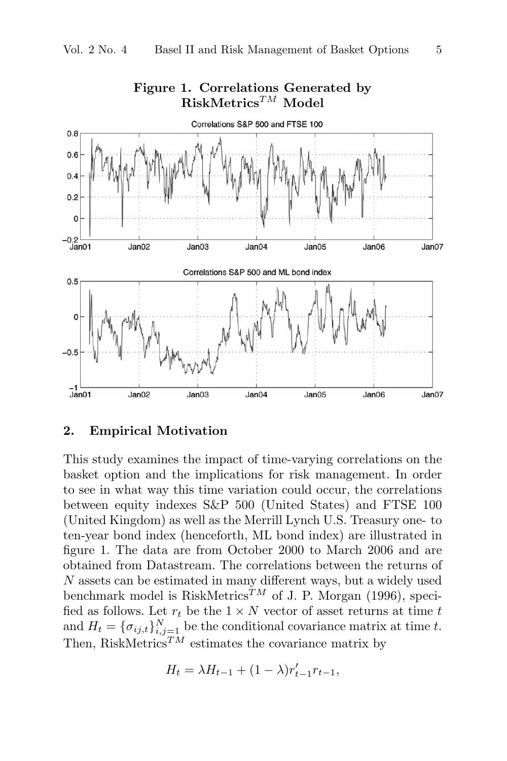**Figure 1. Correlations Generated by RiskMetrics$^{TM}$ Model**

## 2. Empirical Motivation

This study examines the impact of time-varying correlations on the basket option and the implications for risk management. In order to see in what way this time variation could occur, the correlations between equity indexes S&P 500 (United States) and FTSE 100 (United Kingdom) as well as the Merrill Lynch U.S. Treasury one- to ten-year bond index (henceforth, ML bond index) are illustrated in figure 1. The data are from October 2000 to March 2006 and are obtained from Datastream. The correlations between the returns of $N$ assets can be estimated in many different ways, but a widely used benchmark model is RiskMetrics$^{TM}$ of J. P. Morgan (1996), specified as follows. Let $r_t$ be the $1 \times N$ vector of asset returns at time $t$ and $H_t = \{\sigma_{ij,t}\}_{i,j=1}^{N}$ be the conditional covariance matrix at time $t$. Then, RiskMetrics$^{TM}$ estimates the covariance matrix by

$$H_t = \lambda H_{t-1} + (1 - \lambda) r'_{t-1} r_{t-1},$$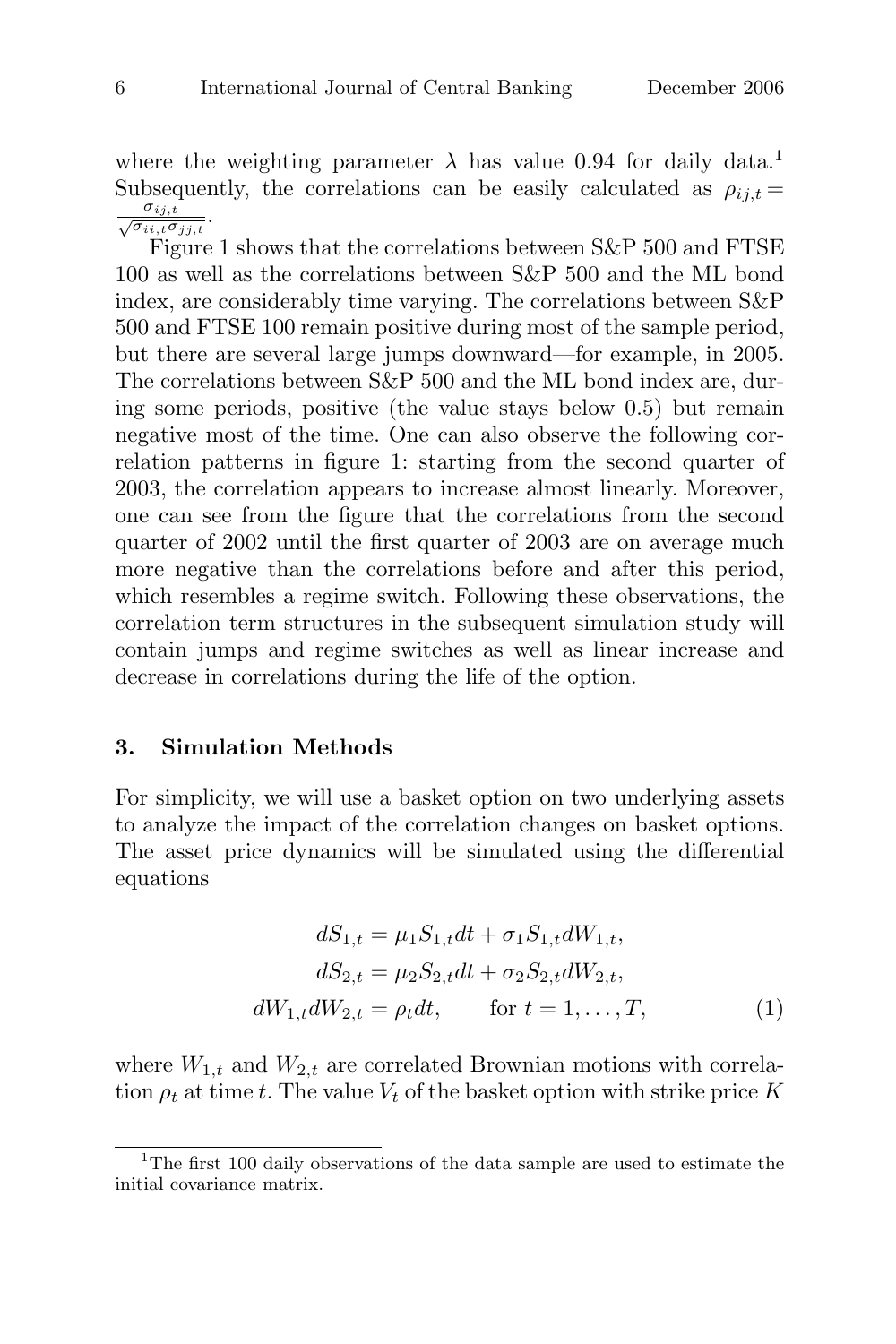where the weighting parameter $\lambda$ has value 0.94 for daily data.[1] Subsequently, the correlations can be easily calculated as $\rho_{ij,t} = \frac{\sigma_{ij,t}}{\sqrt{\sigma_{ii,t}\sigma_{jj,t}}}$.

Figure 1 shows that the correlations between S&P 500 and FTSE 100 as well as the correlations between S&P 500 and the ML bond index, are considerably time varying. The correlations between S&P 500 and FTSE 100 remain positive during most of the sample period, but there are several large jumps downward—for example, in 2005. The correlations between S&P 500 and the ML bond index are, during some periods, positive (the value stays below 0.5) but remain negative most of the time. One can also observe the following correlation patterns in figure 1: starting from the second quarter of 2003, the correlation appears to increase almost linearly. Moreover, one can see from the figure that the correlations from the second quarter of 2002 until the first quarter of 2003 are on average much more negative than the correlations before and after this period, which resembles a regime switch. Following these observations, the correlation term structures in the subsequent simulation study will contain jumps and regime switches as well as linear increase and decrease in correlations during the life of the option.

## 3. Simulation Methods

For simplicity, we will use a basket option on two underlying assets to analyze the impact of the correlation changes on basket options. The asset price dynamics will be simulated using the differential equations

$$
\begin{aligned}
dS_{1,t} &= \mu_1 S_{1,t} dt + \sigma_1 S_{1,t} dW_{1,t}, \\
dS_{2,t} &= \mu_2 S_{2,t} dt + \sigma_2 S_{2,t} dW_{2,t}, \\
dW_{1,t} dW_{2,t} &= \rho_t dt, \qquad \text{for } t = 1, \ldots, T,
\end{aligned} \tag{1}
$$

where $W_{1,t}$ and $W_{2,t}$ are correlated Brownian motions with correlation $\rho_t$ at time $t$. The value $V_t$ of the basket option with strike price $K$

[1] The first 100 daily observations of the data sample are used to estimate the initial covariance matrix.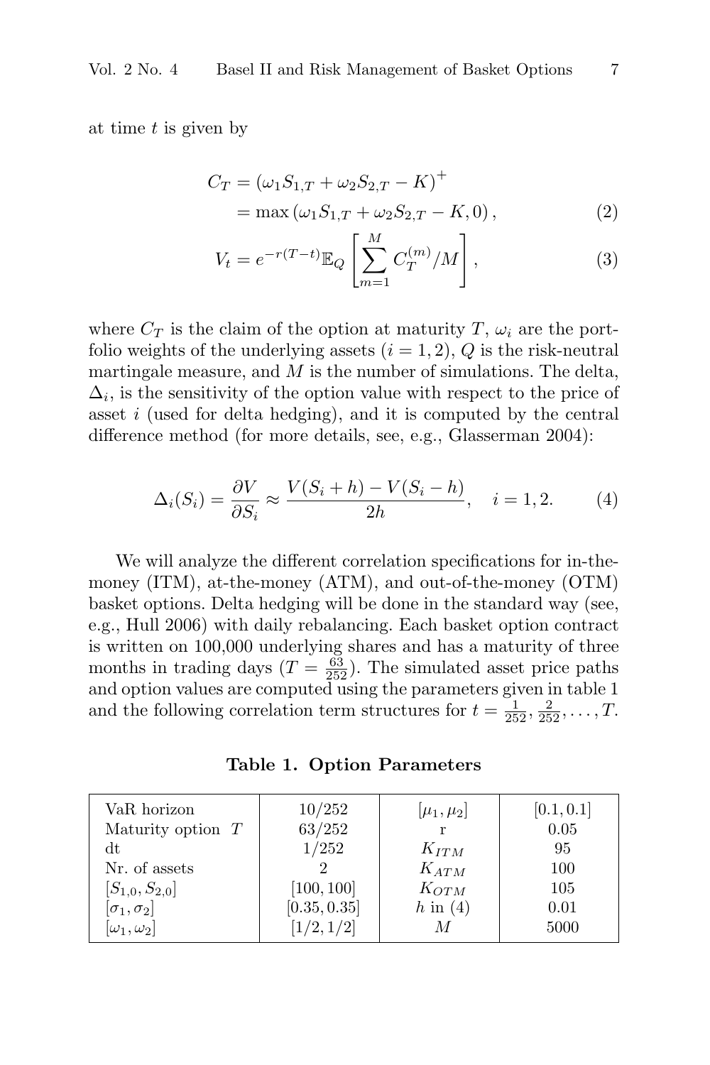at time $t$ is given by

$$
\begin{aligned}
C_T &= (\omega_1 S_{1,T} + \omega_2 S_{2,T} - K)^+ \\
&= \max\left(\omega_1 S_{1,T} + \omega_2 S_{2,T} - K, 0\right), \qquad (2)
\end{aligned}
$$

$$
V_t = e^{-r(T-t)} \mathbb{E}_Q \left[ \sum_{m=1}^{M} C_T^{(m)} / M \right], \qquad (3)
$$

where $C_T$ is the claim of the option at maturity $T$, $\omega_i$ are the portfolio weights of the underlying assets ($i = 1, 2$), $Q$ is the risk-neutral martingale measure, and $M$ is the number of simulations. The delta, $\Delta_i$, is the sensitivity of the option value with respect to the price of asset $i$ (used for delta hedging), and it is computed by the central difference method (for more details, see, e.g., Glasserman 2004):

$$
\Delta_i(S_i) = \frac{\partial V}{\partial S_i} \approx \frac{V(S_i + h) - V(S_i - h)}{2h}, \quad i = 1, 2. \qquad (4)
$$

We will analyze the different correlation specifications for in-the-money (ITM), at-the-money (ATM), and out-of-the-money (OTM) basket options. Delta hedging will be done in the standard way (see, e.g., Hull 2006) with daily rebalancing. Each basket option contract is written on 100,000 underlying shares and has a maturity of three months in trading days ($T = \frac{63}{252}$). The simulated asset price paths and option values are computed using the parameters given in table 1 and the following correlation term structures for $t = \frac{1}{252}, \frac{2}{252}, \ldots, T$.

**Table 1. Option Parameters**

| | | | |
|---|---|---|---|
| VaR horizon | $10/252$ | $[\mu_1, \mu_2]$ | $[0.1, 0.1]$ |
| Maturity option $T$ | $63/252$ | r | 0.05 |
| dt | $1/252$ | $K_{ITM}$ | 95 |
| Nr. of assets | 2 | $K_{ATM}$ | 100 |
| $[S_{1,0}, S_{2,0}]$ | $[100, 100]$ | $K_{OTM}$ | 105 |
| $[\sigma_1, \sigma_2]$ | $[0.35, 0.35]$ | $h$ in (4) | 0.01 |
| $[\omega_1, \omega_2]$ | $[1/2, 1/2]$ | $M$ | 5000 |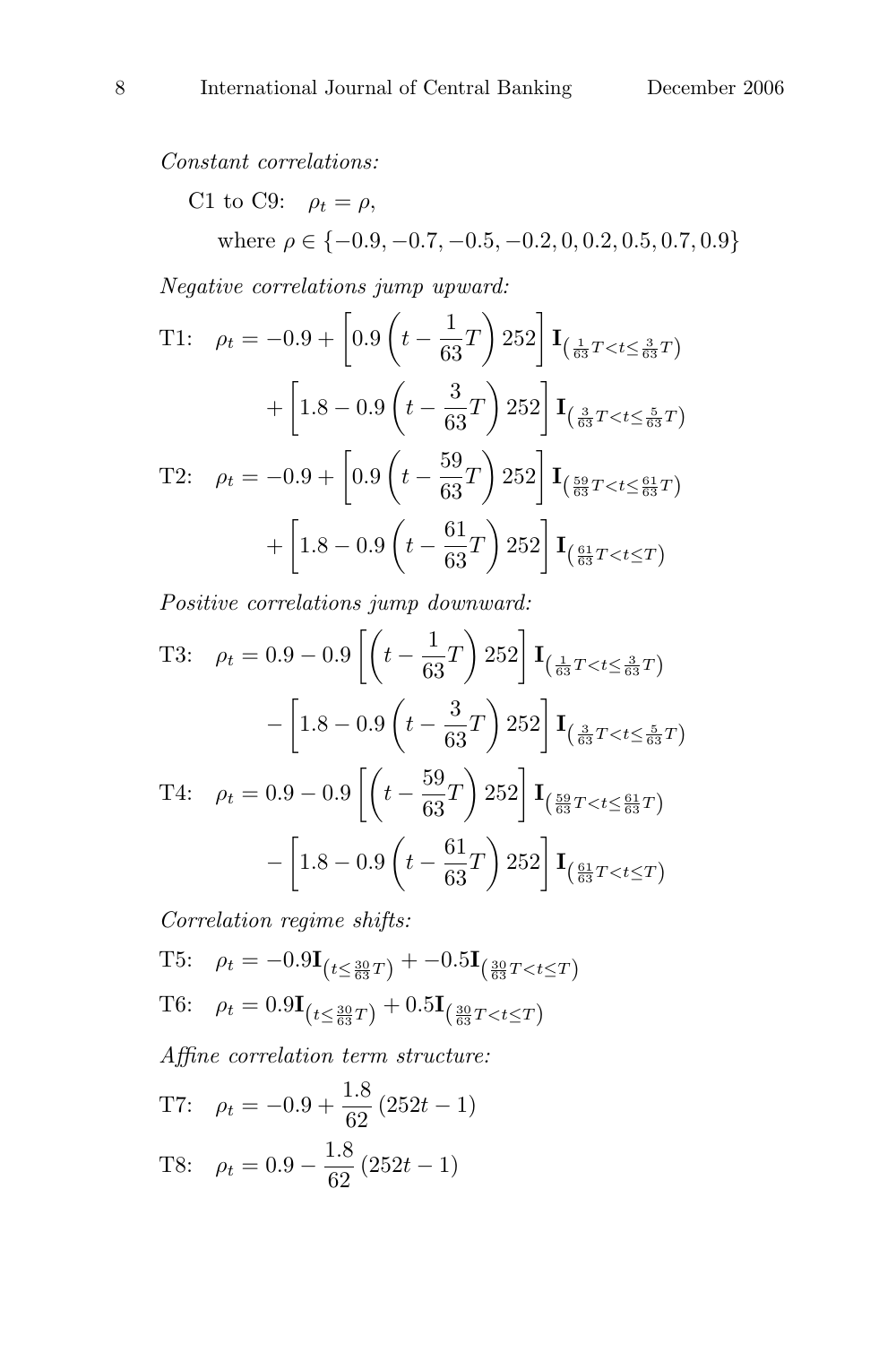*Constant correlations:*

C1 to C9: $\rho_t = \rho$,

where $\rho \in \{-0.9, -0.7, -0.5, -0.2, 0, 0.2, 0.5, 0.7, 0.9\}$

*Negative correlations jump upward:*

$$
\begin{aligned}
\text{T1:}\quad \rho_t = -0.9 &+ \left[0.9\left(t - \frac{1}{63}T\right)252\right]\mathbf{I}_{\left(\frac{1}{63}T < t \leq \frac{3}{63}T\right)} \\
&+ \left[1.8 - 0.9\left(t - \frac{3}{63}T\right)252\right]\mathbf{I}_{\left(\frac{3}{63}T < t \leq \frac{5}{63}T\right)} \\
\text{T2:}\quad \rho_t = -0.9 &+ \left[0.9\left(t - \frac{59}{63}T\right)252\right]\mathbf{I}_{\left(\frac{59}{63}T < t \leq \frac{61}{63}T\right)} \\
&+ \left[1.8 - 0.9\left(t - \frac{61}{63}T\right)252\right]\mathbf{I}_{\left(\frac{61}{63}T < t \leq T\right)}
\end{aligned}
$$

*Positive correlations jump downward:*

$$
\begin{aligned}
\text{T3:}\quad \rho_t = 0.9 &- 0.9\left[\left(t - \frac{1}{63}T\right)252\right]\mathbf{I}_{\left(\frac{1}{63}T < t \leq \frac{3}{63}T\right)} \\
&- \left[1.8 - 0.9\left(t - \frac{3}{63}T\right)252\right]\mathbf{I}_{\left(\frac{3}{63}T < t \leq \frac{5}{63}T\right)} \\
\text{T4:}\quad \rho_t = 0.9 &- 0.9\left[\left(t - \frac{59}{63}T\right)252\right]\mathbf{I}_{\left(\frac{59}{63}T < t \leq \frac{61}{63}T\right)} \\
&- \left[1.8 - 0.9\left(t - \frac{61}{63}T\right)252\right]\mathbf{I}_{\left(\frac{61}{63}T < t \leq T\right)}
\end{aligned}
$$

*Correlation regime shifts:*

$$
\text{T5:}\quad \rho_t = -0.9\mathbf{I}_{\left(t \leq \frac{30}{63}T\right)} + -0.5\mathbf{I}_{\left(\frac{30}{63}T < t \leq T\right)}
$$

$$
\text{T6:}\quad \rho_t = 0.9\mathbf{I}_{\left(t \leq \frac{30}{63}T\right)} + 0.5\mathbf{I}_{\left(\frac{30}{63}T < t \leq T\right)}
$$

*Affine correlation term structure:*

$$
\text{T7:}\quad \rho_t = -0.9 + \frac{1.8}{62}\left(252t - 1\right)
$$

$$
\text{T8:}\quad \rho_t = 0.9 - \frac{1.8}{62}\left(252t - 1\right)
$$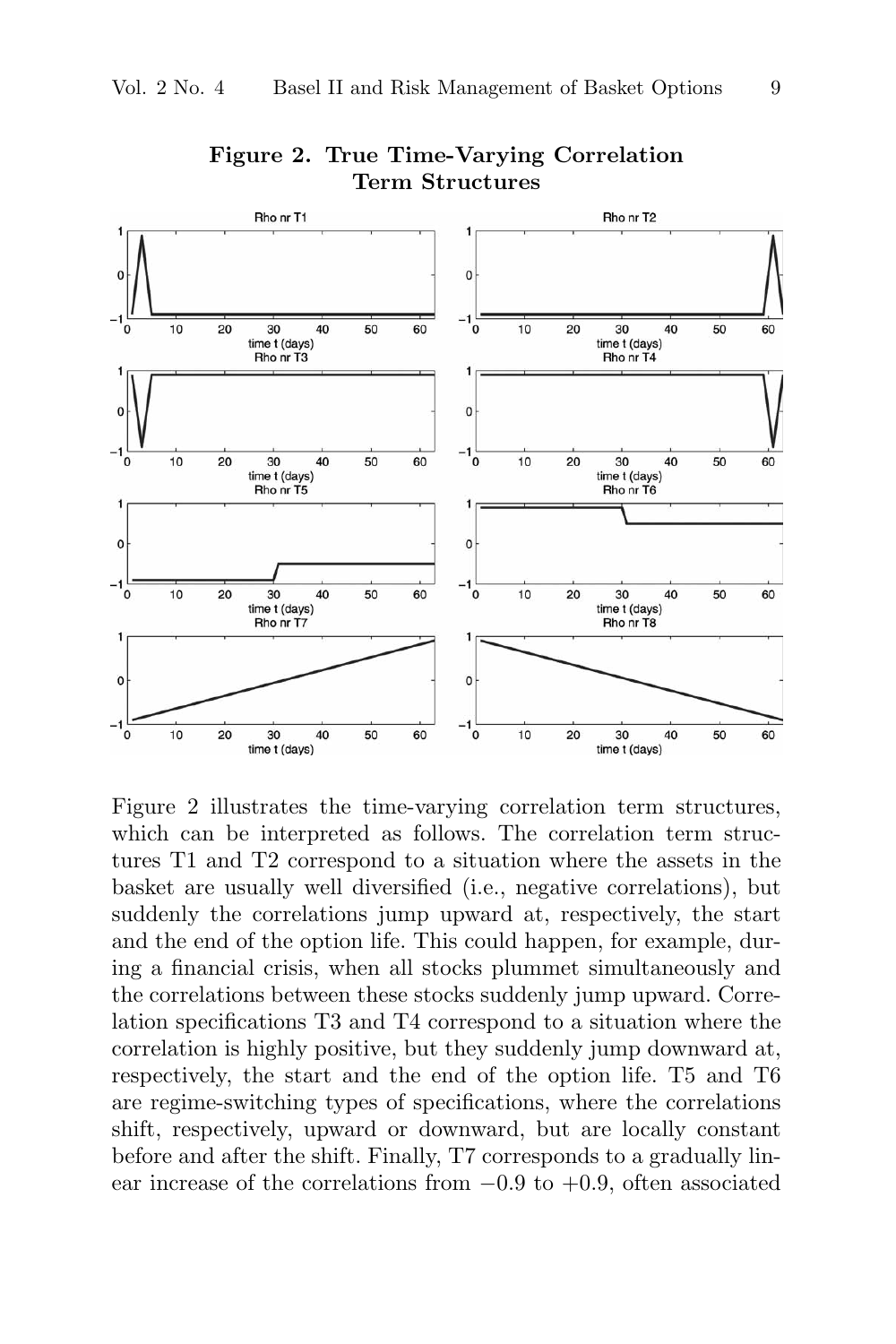**Figure 2. True Time-Varying Correlation Term Structures**

Figure 2 illustrates the time-varying correlation term structures, which can be interpreted as follows. The correlation term structures T1 and T2 correspond to a situation where the assets in the basket are usually well diversified (i.e., negative correlations), but suddenly the correlations jump upward at, respectively, the start and the end of the option life. This could happen, for example, during a financial crisis, when all stocks plummet simultaneously and the correlations between these stocks suddenly jump upward. Correlation specifications T3 and T4 correspond to a situation where the correlation is highly positive, but they suddenly jump downward at, respectively, the start and the end of the option life. T5 and T6 are regime-switching types of specifications, where the correlations shift, respectively, upward or downward, but are locally constant before and after the shift. Finally, T7 corresponds to a gradually linear increase of the correlations from $-0.9$ to $+0.9$, often associated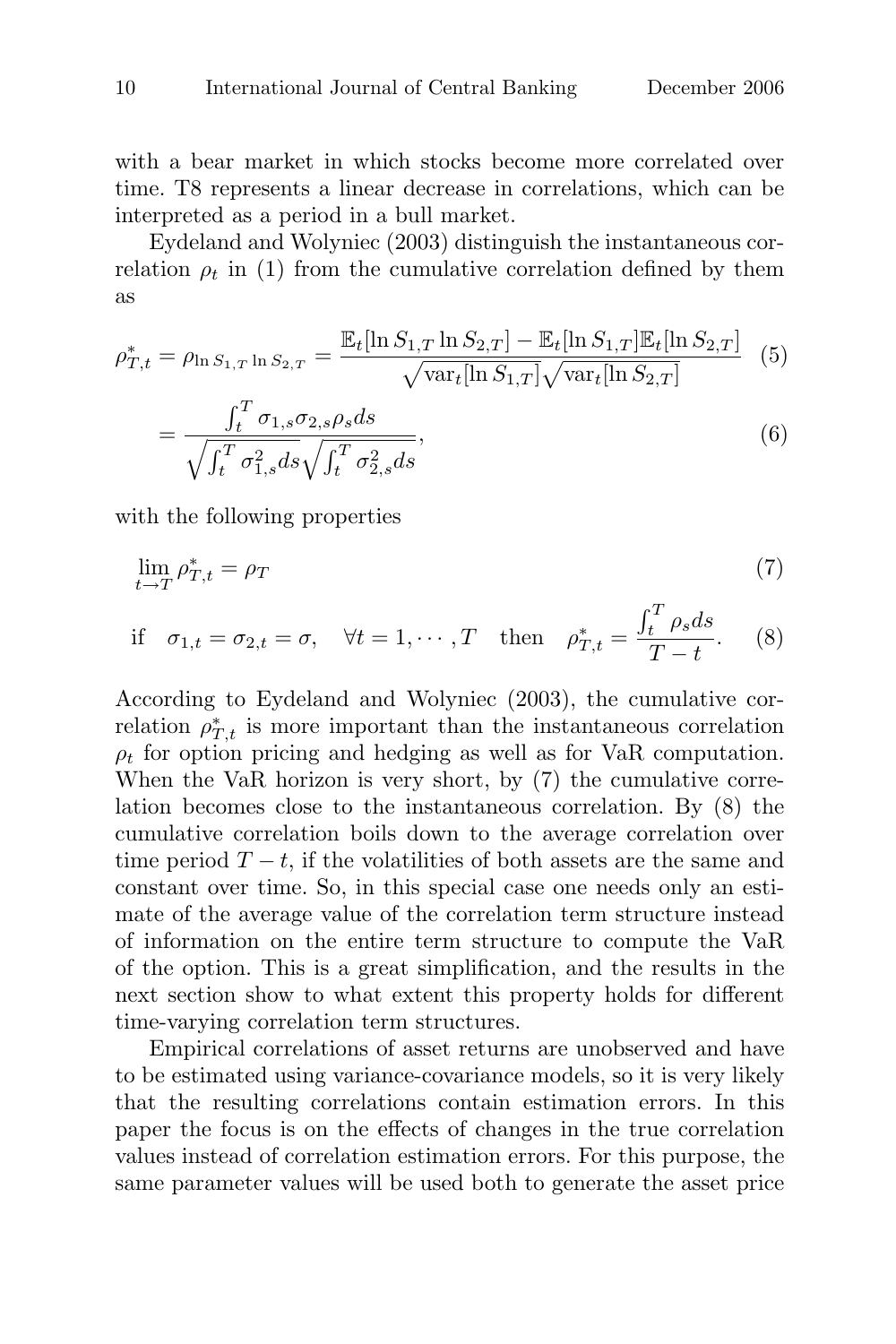with a bear market in which stocks become more correlated over time. T8 represents a linear decrease in correlations, which can be interpreted as a period in a bull market.

Eydeland and Wolyniec (2003) distinguish the instantaneous correlation $\rho_t$ in (1) from the cumulative correlation defined by them as

$$\rho^*_{T,t} = \rho_{\ln S_{1,T} \ln S_{2,T}} = \frac{\mathbb{E}_t[\ln S_{1,T} \ln S_{2,T}] - \mathbb{E}_t[\ln S_{1,T}]\mathbb{E}_t[\ln S_{2,T}]}{\sqrt{\text{var}_t[\ln S_{1,T}]}\sqrt{\text{var}_t[\ln S_{2,T}]}} \quad (5)$$

$$= \frac{\int_t^T \sigma_{1,s}\sigma_{2,s}\rho_s ds}{\sqrt{\int_t^T \sigma^2_{1,s} ds}\sqrt{\int_t^T \sigma^2_{2,s} ds}}, \quad (6)$$

with the following properties

$$\lim_{t \to T} \rho^*_{T,t} = \rho_T \quad (7)$$

$$\text{if} \quad \sigma_{1,t} = \sigma_{2,t} = \sigma, \quad \forall t = 1, \cdots, T \quad \text{then} \quad \rho^*_{T,t} = \frac{\int_t^T \rho_s ds}{T - t}. \quad (8)$$

According to Eydeland and Wolyniec (2003), the cumulative correlation $\rho^*_{T,t}$ is more important than the instantaneous correlation $\rho_t$ for option pricing and hedging as well as for VaR computation. When the VaR horizon is very short, by (7) the cumulative correlation becomes close to the instantaneous correlation. By (8) the cumulative correlation boils down to the average correlation over time period $T - t$, if the volatilities of both assets are the same and constant over time. So, in this special case one needs only an estimate of the average value of the correlation term structure instead of information on the entire term structure to compute the VaR of the option. This is a great simplification, and the results in the next section show to what extent this property holds for different time-varying correlation term structures.

Empirical correlations of asset returns are unobserved and have to be estimated using variance-covariance models, so it is very likely that the resulting correlations contain estimation errors. In this paper the focus is on the effects of changes in the true correlation values instead of correlation estimation errors. For this purpose, the same parameter values will be used both to generate the asset price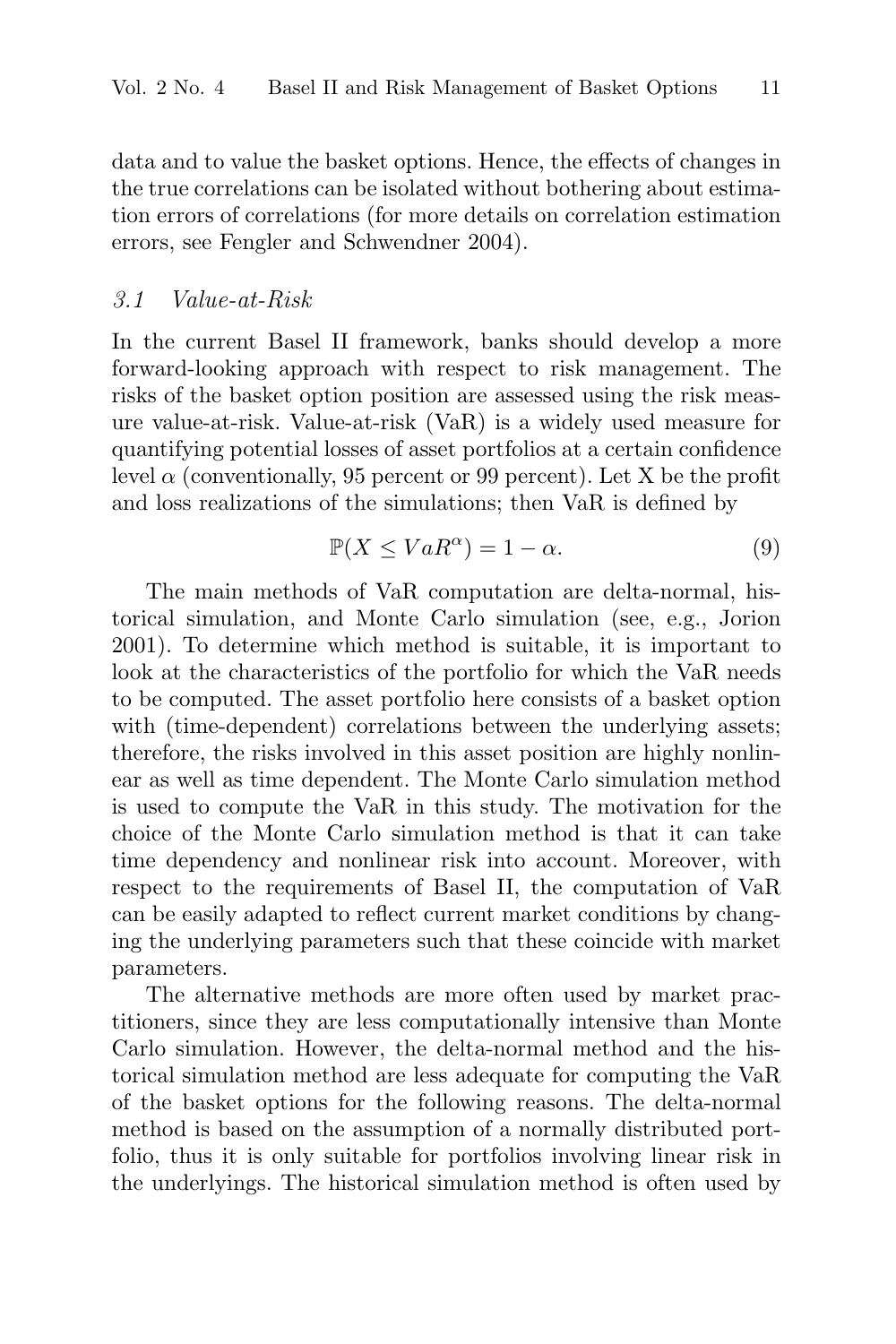data and to value the basket options. Hence, the effects of changes in the true correlations can be isolated without bothering about estimation errors of correlations (for more details on correlation estimation errors, see Fengler and Schwendner 2004).

### *3.1 Value-at-Risk*

In the current Basel II framework, banks should develop a more forward-looking approach with respect to risk management. The risks of the basket option position are assessed using the risk measure value-at-risk. Value-at-risk (VaR) is a widely used measure for quantifying potential losses of asset portfolios at a certain confidence level $\alpha$ (conventionally, 95 percent or 99 percent). Let X be the profit and loss realizations of the simulations; then VaR is defined by

$$\mathbb{P}(X \leq VaR^{\alpha}) = 1 - \alpha. \tag{9}$$

The main methods of VaR computation are delta-normal, historical simulation, and Monte Carlo simulation (see, e.g., Jorion 2001). To determine which method is suitable, it is important to look at the characteristics of the portfolio for which the VaR needs to be computed. The asset portfolio here consists of a basket option with (time-dependent) correlations between the underlying assets; therefore, the risks involved in this asset position are highly nonlinear as well as time dependent. The Monte Carlo simulation method is used to compute the VaR in this study. The motivation for the choice of the Monte Carlo simulation method is that it can take time dependency and nonlinear risk into account. Moreover, with respect to the requirements of Basel II, the computation of VaR can be easily adapted to reflect current market conditions by changing the underlying parameters such that these coincide with market parameters.

The alternative methods are more often used by market practitioners, since they are less computationally intensive than Monte Carlo simulation. However, the delta-normal method and the historical simulation method are less adequate for computing the VaR of the basket options for the following reasons. The delta-normal method is based on the assumption of a normally distributed portfolio, thus it is only suitable for portfolios involving linear risk in the underlyings. The historical simulation method is often used by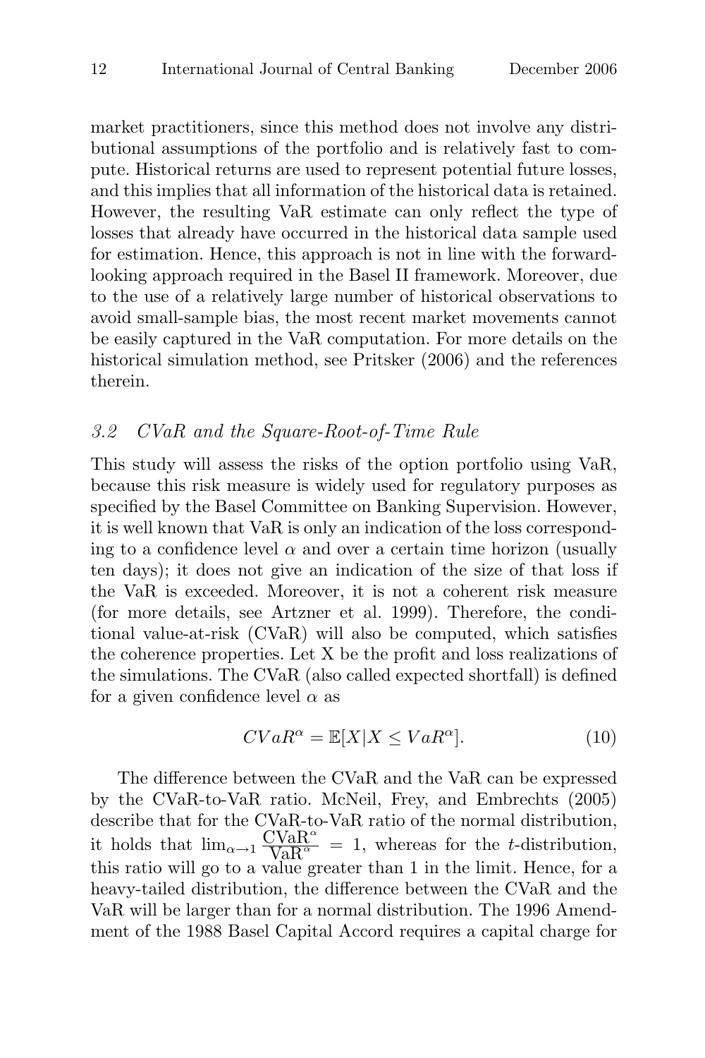market practitioners, since this method does not involve any distributional assumptions of the portfolio and is relatively fast to compute. Historical returns are used to represent potential future losses, and this implies that all information of the historical data is retained. However, the resulting VaR estimate can only reflect the type of losses that already have occurred in the historical data sample used for estimation. Hence, this approach is not in line with the forward-looking approach required in the Basel II framework. Moreover, due to the use of a relatively large number of historical observations to avoid small-sample bias, the most recent market movements cannot be easily captured in the VaR computation. For more details on the historical simulation method, see Pritsker (2006) and the references therein.

### *3.2 CVaR and the Square-Root-of-Time Rule*

This study will assess the risks of the option portfolio using VaR, because this risk measure is widely used for regulatory purposes as specified by the Basel Committee on Banking Supervision. However, it is well known that VaR is only an indication of the loss corresponding to a confidence level $\alpha$ and over a certain time horizon (usually ten days); it does not give an indication of the size of that loss if the VaR is exceeded. Moreover, it is not a coherent risk measure (for more details, see Artzner et al. 1999). Therefore, the conditional value-at-risk (CVaR) will also be computed, which satisfies the coherence properties. Let X be the profit and loss realizations of the simulations. The CVaR (also called expected shortfall) is defined for a given confidence level $\alpha$ as

$$CVaR^{\alpha} = \mathbb{E}[X | X \leq VaR^{\alpha}]. \tag{10}$$

The difference between the CVaR and the VaR can be expressed by the CVaR-to-VaR ratio. McNeil, Frey, and Embrechts (2005) describe that for the CVaR-to-VaR ratio of the normal distribution, it holds that $\lim_{\alpha \to 1} \frac{\mathrm{CVaR}^{\alpha}}{\mathrm{VaR}^{\alpha}} = 1$, whereas for the *t*-distribution, this ratio will go to a value greater than 1 in the limit. Hence, for a heavy-tailed distribution, the difference between the CVaR and the VaR will be larger than for a normal distribution. The 1996 Amendment of the 1988 Basel Capital Accord requires a capital charge for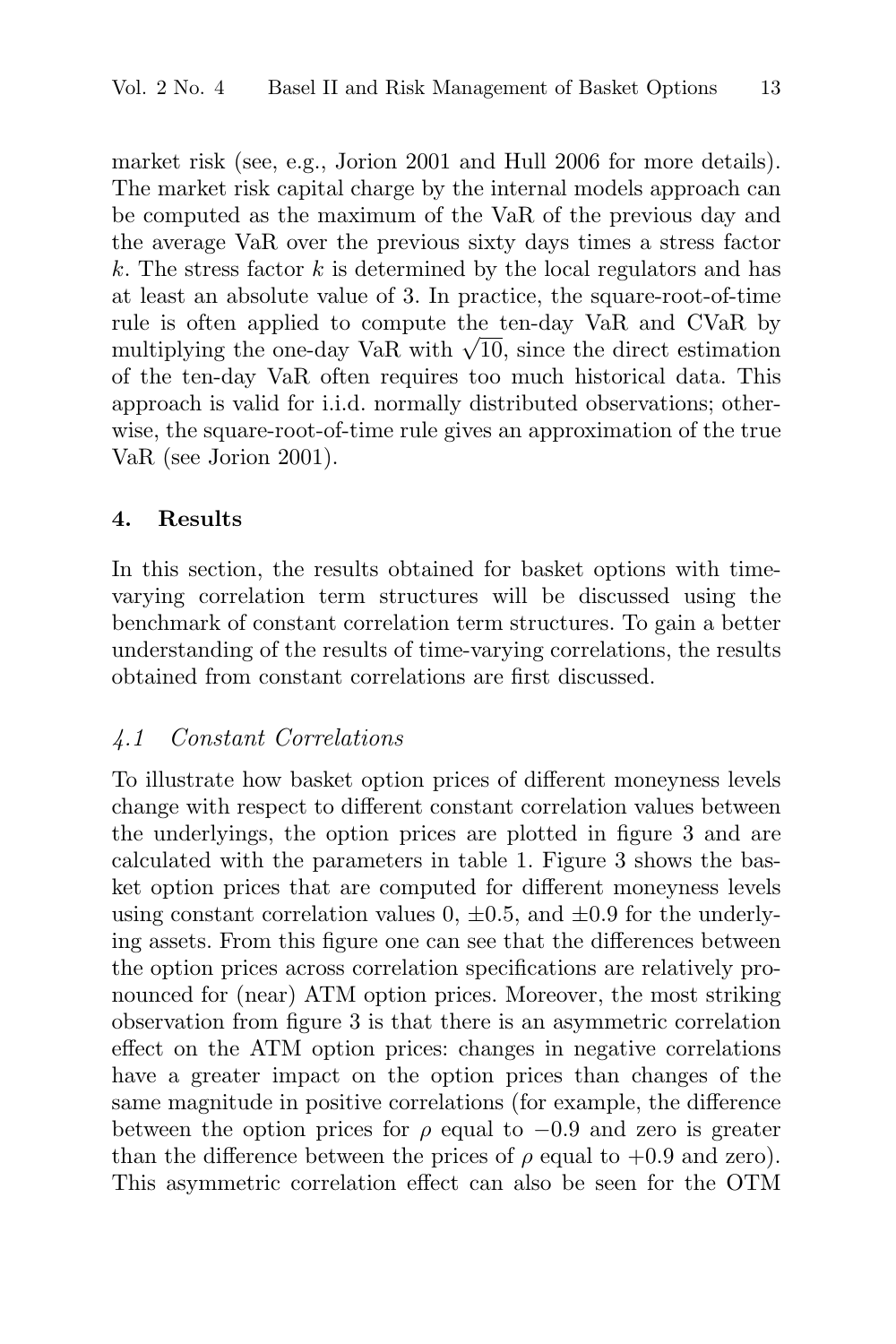market risk (see, e.g., Jorion 2001 and Hull 2006 for more details). The market risk capital charge by the internal models approach can be computed as the maximum of the VaR of the previous day and the average VaR over the previous sixty days times a stress factor $k$. The stress factor $k$ is determined by the local regulators and has at least an absolute value of 3. In practice, the square-root-of-time rule is often applied to compute the ten-day VaR and CVaR by multiplying the one-day VaR with $\sqrt{10}$, since the direct estimation of the ten-day VaR often requires too much historical data. This approach is valid for i.i.d. normally distributed observations; otherwise, the square-root-of-time rule gives an approximation of the true VaR (see Jorion 2001).

## 4. Results

In this section, the results obtained for basket options with time-varying correlation term structures will be discussed using the benchmark of constant correlation term structures. To gain a better understanding of the results of time-varying correlations, the results obtained from constant correlations are first discussed.

### *4.1 Constant Correlations*

To illustrate how basket option prices of different moneyness levels change with respect to different constant correlation values between the underlyings, the option prices are plotted in figure 3 and are calculated with the parameters in table 1. Figure 3 shows the basket option prices that are computed for different moneyness levels using constant correlation values 0, $\pm 0.5$, and $\pm 0.9$ for the underlying assets. From this figure one can see that the differences between the option prices across correlation specifications are relatively pronounced for (near) ATM option prices. Moreover, the most striking observation from figure 3 is that there is an asymmetric correlation effect on the ATM option prices: changes in negative correlations have a greater impact on the option prices than changes of the same magnitude in positive correlations (for example, the difference between the option prices for $\rho$ equal to $-0.9$ and zero is greater than the difference between the prices of $\rho$ equal to $+0.9$ and zero). This asymmetric correlation effect can also be seen for the OTM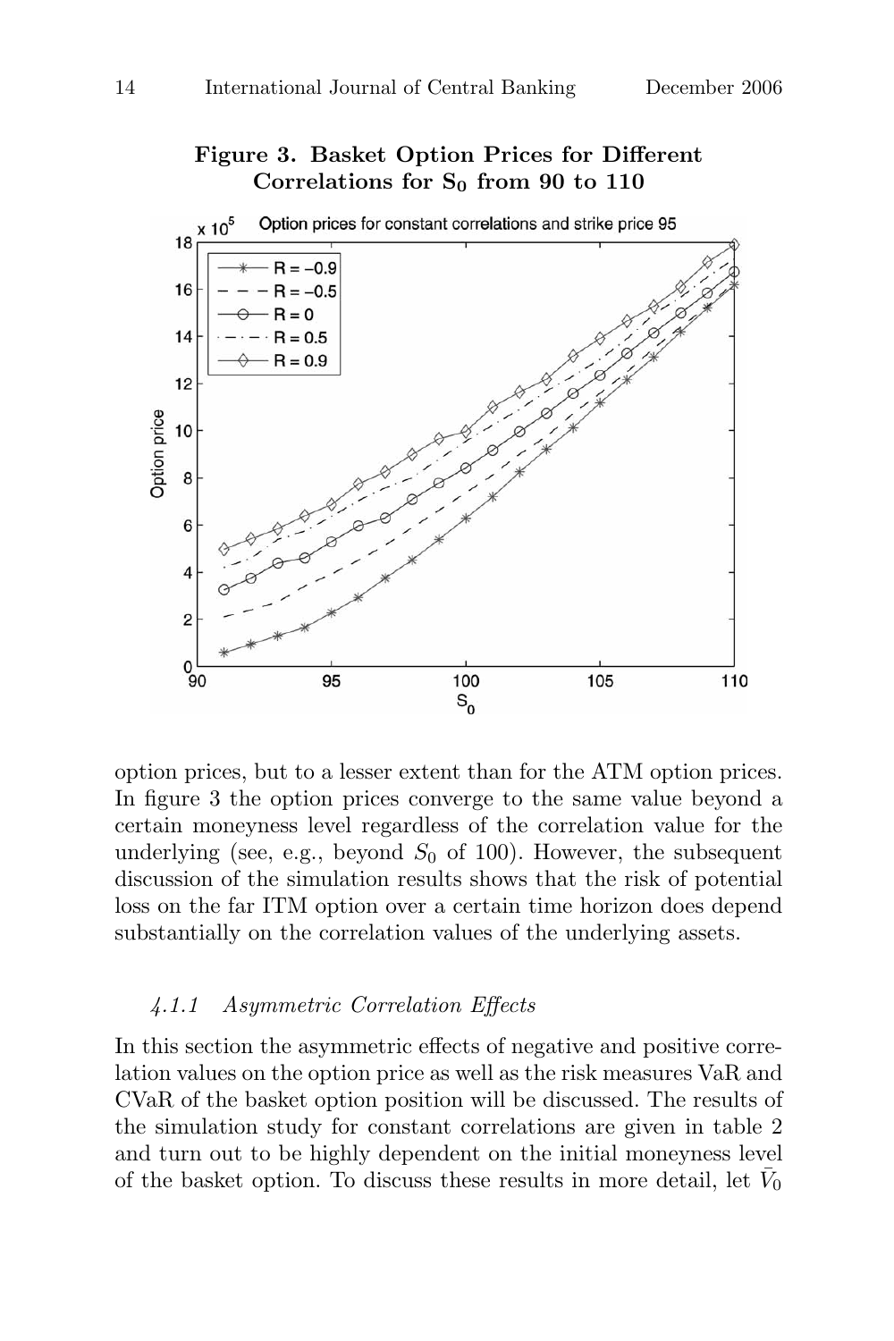**Figure 3. Basket Option Prices for Different Correlations for $S_0$ from 90 to 110**

option prices, but to a lesser extent than for the ATM option prices. In figure 3 the option prices converge to the same value beyond a certain moneyness level regardless of the correlation value for the underlying (see, e.g., beyond $S_0$ of 100). However, the subsequent discussion of the simulation results shows that the risk of potential loss on the far ITM option over a certain time horizon does depend substantially on the correlation values of the underlying assets.

#### *4.1.1 Asymmetric Correlation Effects*

In this section the asymmetric effects of negative and positive correlation values on the option price as well as the risk measures VaR and CVaR of the basket option position will be discussed. The results of the simulation study for constant correlations are given in table 2 and turn out to be highly dependent on the initial moneyness level of the basket option. To discuss these results in more detail, let $\bar{V}_0$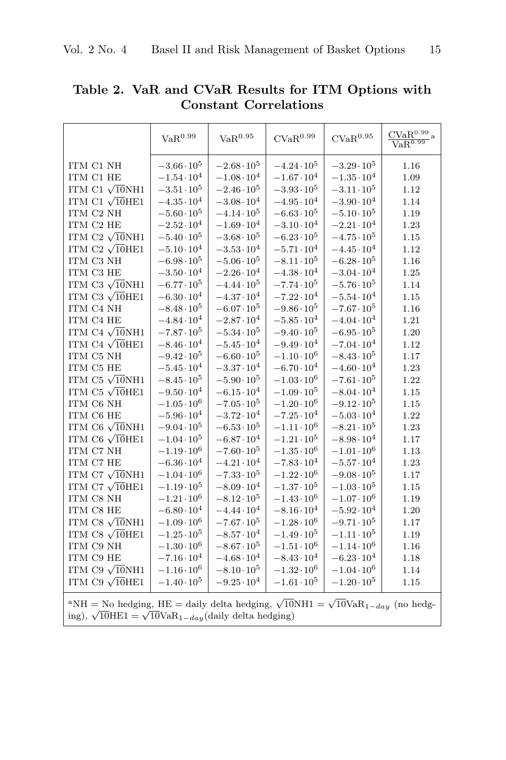**Table 2. VaR and CVaR Results for ITM Options with Constant Correlations**

| | $\text{VaR}^{0.99}$ | $\text{VaR}^{0.95}$ | $\text{CVaR}^{0.99}$ | $\text{CVaR}^{0.95}$ | $\frac{\text{CVaR}^{0.99}}{\text{VaR}^{0.99}}$ [a] |
|---|---|---|---|---|---|
| ITM C1 NH | $-3.66 \cdot 10^5$ | $-2.68 \cdot 10^5$ | $-4.24 \cdot 10^5$ | $-3.29 \cdot 10^5$ | 1.16 |
| ITM C1 HE | $-1.54 \cdot 10^4$ | $-1.08 \cdot 10^4$ | $-1.67 \cdot 10^4$ | $-1.35 \cdot 10^4$ | 1.09 |
| ITM C1 $\sqrt{10}$NH1 | $-3.51 \cdot 10^5$ | $-2.46 \cdot 10^5$ | $-3.93 \cdot 10^5$ | $-3.11 \cdot 10^5$ | 1.12 |
| ITM C1 $\sqrt{10}$HE1 | $-4.35 \cdot 10^4$ | $-3.08 \cdot 10^4$ | $-4.95 \cdot 10^4$ | $-3.90 \cdot 10^4$ | 1.14 |
| ITM C2 NH | $-5.60 \cdot 10^5$ | $-4.14 \cdot 10^5$ | $-6.63 \cdot 10^5$ | $-5.10 \cdot 10^5$ | 1.19 |
| ITM C2 HE | $-2.52 \cdot 10^4$ | $-1.69 \cdot 10^4$ | $-3.10 \cdot 10^4$ | $-2.21 \cdot 10^4$ | 1.23 |
| ITM C2 $\sqrt{10}$NH1 | $-5.40 \cdot 10^5$ | $-3.68 \cdot 10^5$ | $-6.23 \cdot 10^5$ | $-4.75 \cdot 10^5$ | 1.15 |
| ITM C2 $\sqrt{10}$HE1 | $-5.10 \cdot 10^4$ | $-3.53 \cdot 10^4$ | $-5.71 \cdot 10^4$ | $-4.45 \cdot 10^4$ | 1.12 |
| ITM C3 NH | $-6.98 \cdot 10^5$ | $-5.06 \cdot 10^5$ | $-8.11 \cdot 10^5$ | $-6.28 \cdot 10^5$ | 1.16 |
| ITM C3 HE | $-3.50 \cdot 10^4$ | $-2.26 \cdot 10^4$ | $-4.38 \cdot 10^4$ | $-3.04 \cdot 10^4$ | 1.25 |
| ITM C3 $\sqrt{10}$NH1 | $-6.77 \cdot 10^5$ | $-4.44 \cdot 10^5$ | $-7.74 \cdot 10^5$ | $-5.76 \cdot 10^5$ | 1.14 |
| ITM C3 $\sqrt{10}$HE1 | $-6.30 \cdot 10^4$ | $-4.37 \cdot 10^4$ | $-7.22 \cdot 10^4$ | $-5.54 \cdot 10^4$ | 1.15 |
| ITM C4 NH | $-8.48 \cdot 10^5$ | $-6.07 \cdot 10^5$ | $-9.86 \cdot 10^5$ | $-7.67 \cdot 10^5$ | 1.16 |
| ITM C4 HE | $-4.84 \cdot 10^4$ | $-2.87 \cdot 10^4$ | $-5.85 \cdot 10^4$ | $-4.04 \cdot 10^4$ | 1.21 |
| ITM C4 $\sqrt{10}$NH1 | $-7.87 \cdot 10^5$ | $-5.34 \cdot 10^5$ | $-9.40 \cdot 10^5$ | $-6.95 \cdot 10^5$ | 1.20 |
| ITM C4 $\sqrt{10}$HE1 | $-8.46 \cdot 10^4$ | $-5.45 \cdot 10^4$ | $-9.49 \cdot 10^4$ | $-7.04 \cdot 10^4$ | 1.12 |
| ITM C5 NH | $-9.42 \cdot 10^5$ | $-6.60 \cdot 10^5$ | $-1.10 \cdot 10^6$ | $-8.43 \cdot 10^5$ | 1.17 |
| ITM C5 HE | $-5.45 \cdot 10^4$ | $-3.37 \cdot 10^4$ | $-6.70 \cdot 10^4$ | $-4.60 \cdot 10^4$ | 1.23 |
| ITM C5 $\sqrt{10}$NH1 | $-8.45 \cdot 10^5$ | $-5.90 \cdot 10^5$ | $-1.03 \cdot 10^6$ | $-7.61 \cdot 10^5$ | 1.22 |
| ITM C5 $\sqrt{10}$HE1 | $-9.50 \cdot 10^4$ | $-6.15 \cdot 10^4$ | $-1.09 \cdot 10^5$ | $-8.04 \cdot 10^4$ | 1.15 |
| ITM C6 NH | $-1.05 \cdot 10^6$ | $-7.05 \cdot 10^5$ | $-1.20 \cdot 10^6$ | $-9.12 \cdot 10^5$ | 1.15 |
| ITM C6 HE | $-5.96 \cdot 10^4$ | $-3.72 \cdot 10^4$ | $-7.25 \cdot 10^4$ | $-5.03 \cdot 10^4$ | 1.22 |
| ITM C6 $\sqrt{10}$NH1 | $-9.04 \cdot 10^5$ | $-6.53 \cdot 10^5$ | $-1.11 \cdot 10^6$ | $-8.21 \cdot 10^5$ | 1.23 |
| ITM C6 $\sqrt{10}$HE1 | $-1.04 \cdot 10^5$ | $-6.87 \cdot 10^4$ | $-1.21 \cdot 10^5$ | $-8.98 \cdot 10^4$ | 1.17 |
| ITM C7 NH | $-1.19 \cdot 10^6$ | $-7.60 \cdot 10^5$ | $-1.35 \cdot 10^6$ | $-1.01 \cdot 10^6$ | 1.13 |
| ITM C7 HE | $-6.36 \cdot 10^4$ | $-4.21 \cdot 10^4$ | $-7.83 \cdot 10^4$ | $-5.57 \cdot 10^4$ | 1.23 |
| ITM C7 $\sqrt{10}$NH1 | $-1.04 \cdot 10^6$ | $-7.33 \cdot 10^5$ | $-1.22 \cdot 10^6$ | $-9.08 \cdot 10^5$ | 1.17 |
| ITM C7 $\sqrt{10}$HE1 | $-1.19 \cdot 10^5$ | $-8.09 \cdot 10^4$ | $-1.37 \cdot 10^5$ | $-1.03 \cdot 10^5$ | 1.15 |
| ITM C8 NH | $-1.21 \cdot 10^6$ | $-8.12 \cdot 10^5$ | $-1.43 \cdot 10^6$ | $-1.07 \cdot 10^6$ | 1.19 |
| ITM C8 HE | $-6.80 \cdot 10^4$ | $-4.44 \cdot 10^4$ | $-8.16 \cdot 10^4$ | $-5.92 \cdot 10^4$ | 1.20 |
| ITM C8 $\sqrt{10}$NH1 | $-1.09 \cdot 10^6$ | $-7.67 \cdot 10^5$ | $-1.28 \cdot 10^6$ | $-9.71 \cdot 10^5$ | 1.17 |
| ITM C8 $\sqrt{10}$HE1 | $-1.25 \cdot 10^5$ | $-8.57 \cdot 10^4$ | $-1.49 \cdot 10^5$ | $-1.11 \cdot 10^5$ | 1.19 |
| ITM C9 NH | $-1.30 \cdot 10^6$ | $-8.67 \cdot 10^5$ | $-1.51 \cdot 10^6$ | $-1.14 \cdot 10^6$ | 1.16 |
| ITM C9 HE | $-7.16 \cdot 10^4$ | $-4.68 \cdot 10^4$ | $-8.43 \cdot 10^4$ | $-6.23 \cdot 10^4$ | 1.18 |
| ITM C9 $\sqrt{10}$NH1 | $-1.16 \cdot 10^6$ | $-8.10 \cdot 10^5$ | $-1.32 \cdot 10^6$ | $-1.04 \cdot 10^6$ | 1.14 |
| ITM C9 $\sqrt{10}$HE1 | $-1.40 \cdot 10^5$ | $-9.25 \cdot 10^4$ | $-1.61 \cdot 10^5$ | $-1.20 \cdot 10^5$ | 1.15 |

[a] NH = No hedging, HE = daily delta hedging, $\sqrt{10}$NH1 = $\sqrt{10}\text{VaR}_{1-day}$ (no hedging), $\sqrt{10}$HE1 = $\sqrt{10}\text{VaR}_{1-day}$(daily delta hedging)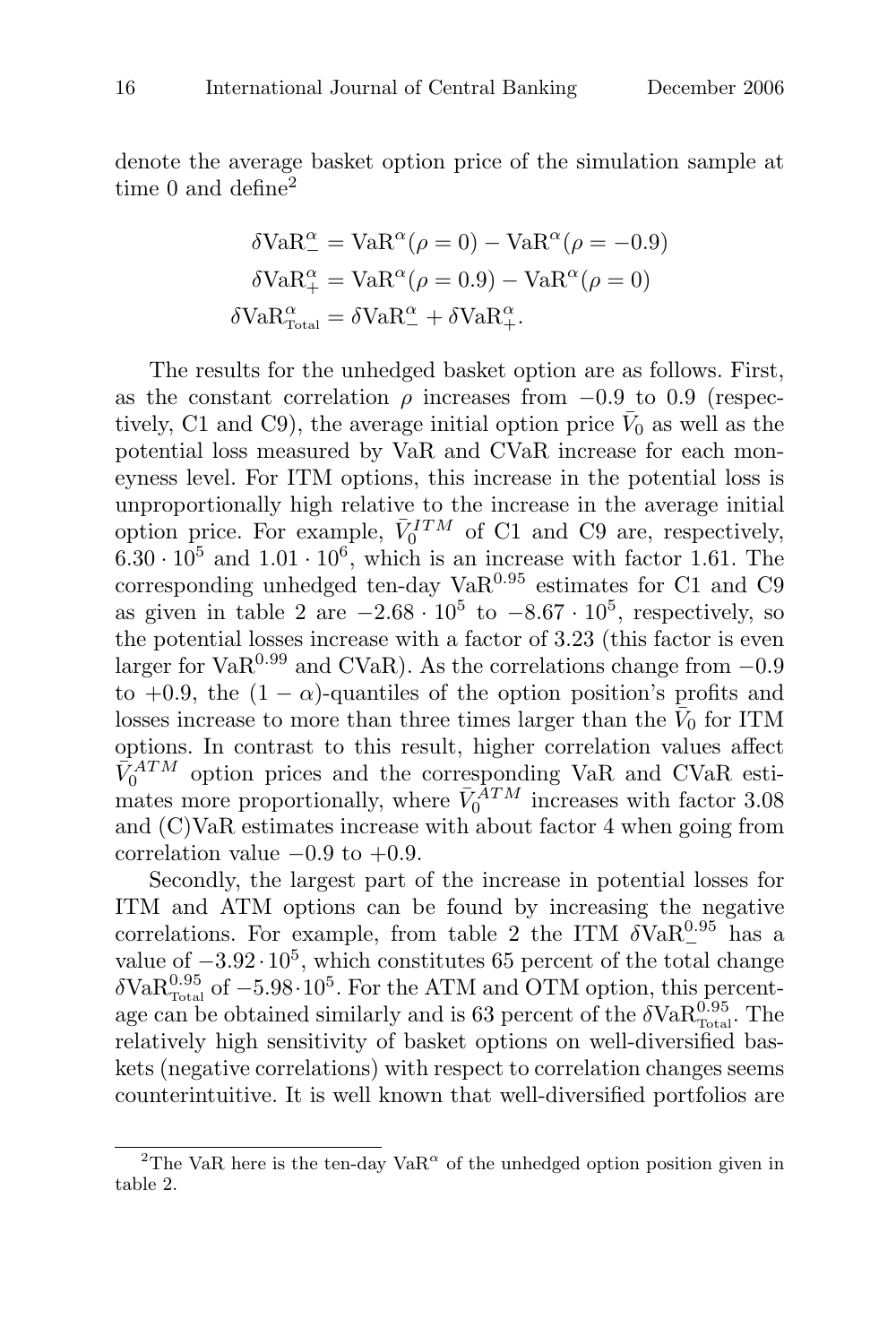denote the average basket option price of the simulation sample at time 0 and define[2]

$$
\begin{aligned}
\delta \mathrm{VaR}_{-}^{\alpha} &= \mathrm{VaR}^{\alpha}(\rho = 0) - \mathrm{VaR}^{\alpha}(\rho = -0.9) \\
\delta \mathrm{VaR}_{+}^{\alpha} &= \mathrm{VaR}^{\alpha}(\rho = 0.9) - \mathrm{VaR}^{\alpha}(\rho = 0) \\
\delta \mathrm{VaR}_{\mathrm{Total}}^{\alpha} &= \delta \mathrm{VaR}_{-}^{\alpha} + \delta \mathrm{VaR}_{+}^{\alpha}.
\end{aligned}
$$

The results for the unhedged basket option are as follows. First, as the constant correlation $\rho$ increases from $-0.9$ to 0.9 (respectively, C1 and C9), the average initial option price $\bar{V}_0$ as well as the potential loss measured by VaR and CVaR increase for each moneyness level. For ITM options, this increase in the potential loss is unproportionally high relative to the increase in the average initial option price. For example, $\bar{V}_0^{ITM}$ of C1 and C9 are, respectively, $6.30 \cdot 10^5$ and $1.01 \cdot 10^6$, which is an increase with factor 1.61. The corresponding unhedged ten-day $\mathrm{VaR}^{0.95}$ estimates for C1 and C9 as given in table 2 are $-2.68 \cdot 10^5$ to $-8.67 \cdot 10^5$, respectively, so the potential losses increase with a factor of 3.23 (this factor is even larger for $\mathrm{VaR}^{0.99}$ and CVaR). As the correlations change from $-0.9$ to $+0.9$, the $(1 - \alpha)$-quantiles of the option position's profits and losses increase to more than three times larger than the $\bar{V}_0$ for ITM options. In contrast to this result, higher correlation values affect $\bar{V}_0^{ATM}$ option prices and the corresponding VaR and CVaR estimates more proportionally, where $\bar{V}_0^{ATM}$ increases with factor 3.08 and (C)VaR estimates increase with about factor 4 when going from correlation value $-0.9$ to $+0.9$.

Secondly, the largest part of the increase in potential losses for ITM and ATM options can be found by increasing the negative correlations. For example, from table 2 the ITM $\delta \mathrm{VaR}_{-}^{0.95}$ has a value of $-3.92 \cdot 10^5$, which constitutes 65 percent of the total change $\delta \mathrm{VaR}_{\mathrm{Total}}^{0.95}$ of $-5.98 \cdot 10^5$. For the ATM and OTM option, this percentage can be obtained similarly and is 63 percent of the $\delta \mathrm{VaR}_{\mathrm{Total}}^{0.95}$. The relatively high sensitivity of basket options on well-diversified baskets (negative correlations) with respect to correlation changes seems counterintuitive. It is well known that well-diversified portfolios are

[2] The VaR here is the ten-day $\mathrm{VaR}^{\alpha}$ of the unhedged option position given in table 2.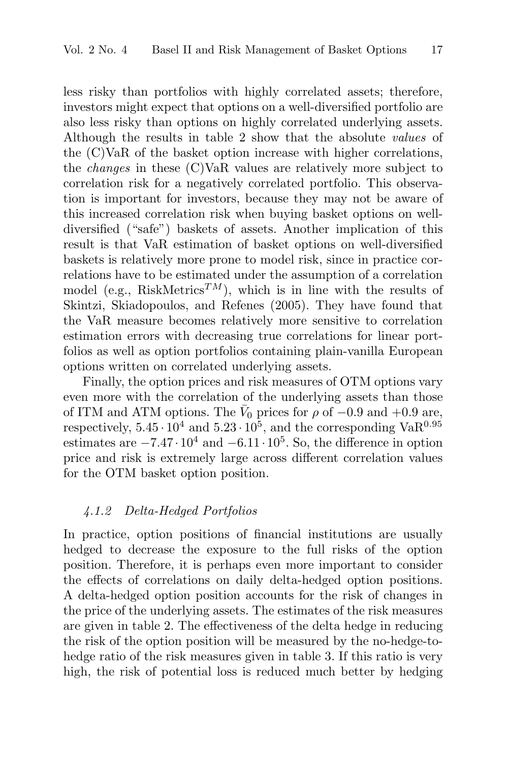less risky than portfolios with highly correlated assets; therefore, investors might expect that options on a well-diversified portfolio are also less risky than options on highly correlated underlying assets. Although the results in table 2 show that the absolute *values* of the (C)VaR of the basket option increase with higher correlations, the *changes* in these (C)VaR values are relatively more subject to correlation risk for a negatively correlated portfolio. This observation is important for investors, because they may not be aware of this increased correlation risk when buying basket options on well-diversified ("safe") baskets of assets. Another implication of this result is that VaR estimation of basket options on well-diversified baskets is relatively more prone to model risk, since in practice correlations have to be estimated under the assumption of a correlation model (e.g., RiskMetrics$^{TM}$), which is in line with the results of Skintzi, Skiadopoulos, and Refenes (2005). They have found that the VaR measure becomes relatively more sensitive to correlation estimation errors with decreasing true correlations for linear portfolios as well as option portfolios containing plain-vanilla European options written on correlated underlying assets.

Finally, the option prices and risk measures of OTM options vary even more with the correlation of the underlying assets than those of ITM and ATM options. The $\bar{V}_0$ prices for $\rho$ of $-0.9$ and $+0.9$ are, respectively, $5.45 \cdot 10^4$ and $5.23 \cdot 10^5$, and the corresponding $\text{VaR}^{0.95}$ estimates are $-7.47 \cdot 10^4$ and $-6.11 \cdot 10^5$. So, the difference in option price and risk is extremely large across different correlation values for the OTM basket option position.

#### *4.1.2 Delta-Hedged Portfolios*

In practice, option positions of financial institutions are usually hedged to decrease the exposure to the full risks of the option position. Therefore, it is perhaps even more important to consider the effects of correlations on daily delta-hedged option positions. A delta-hedged option position accounts for the risk of changes in the price of the underlying assets. The estimates of the risk measures are given in table 2. The effectiveness of the delta hedge in reducing the risk of the option position will be measured by the no-hedge-to-hedge ratio of the risk measures given in table 3. If this ratio is very high, the risk of potential loss is reduced much better by hedging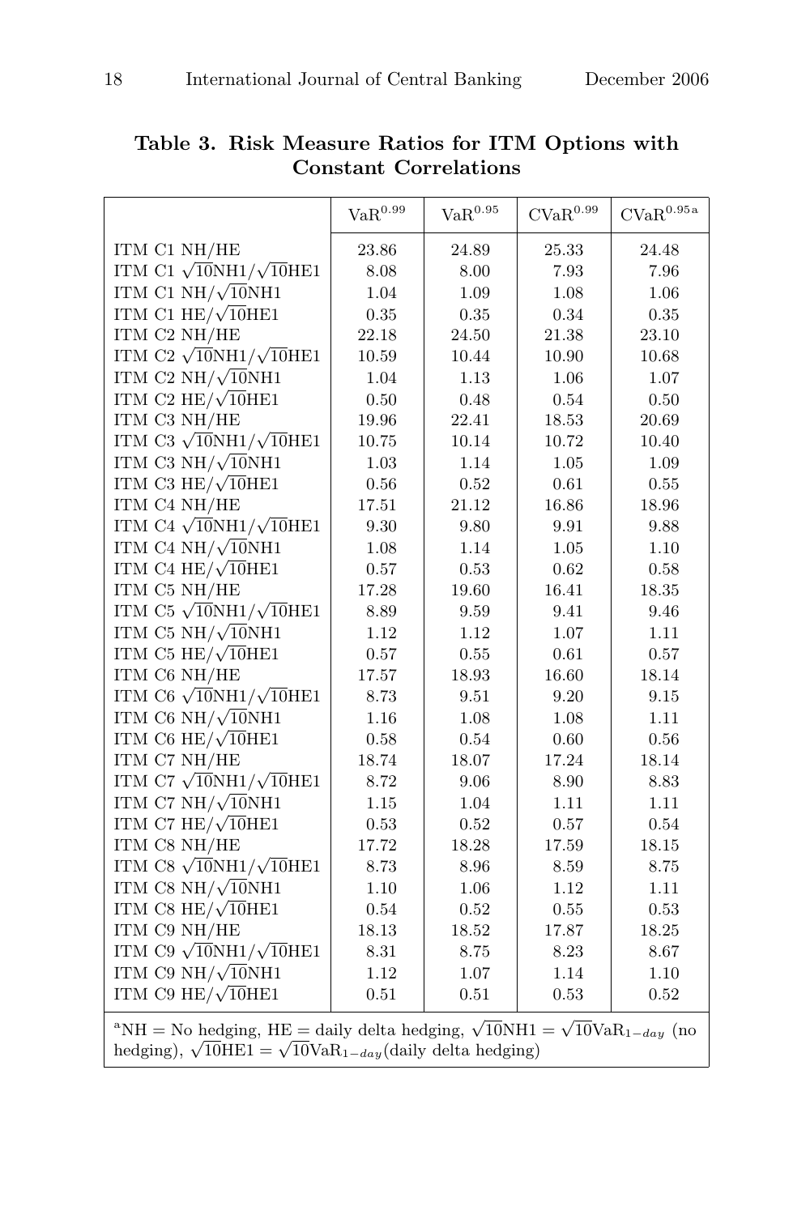**Table 3. Risk Measure Ratios for ITM Options with Constant Correlations**

| | $\mathrm{VaR}^{0.99}$ | $\mathrm{VaR}^{0.95}$ | $\mathrm{CVaR}^{0.99}$ | $\mathrm{CVaR}^{0.95}$[a] |
|---|---|---|---|---|
| ITM C1 NH/HE | 23.86 | 24.89 | 25.33 | 24.48 |
| ITM C1 $\sqrt{10}$NH1/$\sqrt{10}$HE1 | 8.08 | 8.00 | 7.93 | 7.96 |
| ITM C1 NH/$\sqrt{10}$NH1 | 1.04 | 1.09 | 1.08 | 1.06 |
| ITM C1 HE/$\sqrt{10}$HE1 | 0.35 | 0.35 | 0.34 | 0.35 |
| ITM C2 NH/HE | 22.18 | 24.50 | 21.38 | 23.10 |
| ITM C2 $\sqrt{10}$NH1/$\sqrt{10}$HE1 | 10.59 | 10.44 | 10.90 | 10.68 |
| ITM C2 NH/$\sqrt{10}$NH1 | 1.04 | 1.13 | 1.06 | 1.07 |
| ITM C2 HE/$\sqrt{10}$HE1 | 0.50 | 0.48 | 0.54 | 0.50 |
| ITM C3 NH/HE | 19.96 | 22.41 | 18.53 | 20.69 |
| ITM C3 $\sqrt{10}$NH1/$\sqrt{10}$HE1 | 10.75 | 10.14 | 10.72 | 10.40 |
| ITM C3 NH/$\sqrt{10}$NH1 | 1.03 | 1.14 | 1.05 | 1.09 |
| ITM C3 HE/$\sqrt{10}$HE1 | 0.56 | 0.52 | 0.61 | 0.55 |
| ITM C4 NH/HE | 17.51 | 21.12 | 16.86 | 18.96 |
| ITM C4 $\sqrt{10}$NH1/$\sqrt{10}$HE1 | 9.30 | 9.80 | 9.91 | 9.88 |
| ITM C4 NH/$\sqrt{10}$NH1 | 1.08 | 1.14 | 1.05 | 1.10 |
| ITM C4 HE/$\sqrt{10}$HE1 | 0.57 | 0.53 | 0.62 | 0.58 |
| ITM C5 NH/HE | 17.28 | 19.60 | 16.41 | 18.35 |
| ITM C5 $\sqrt{10}$NH1/$\sqrt{10}$HE1 | 8.89 | 9.59 | 9.41 | 9.46 |
| ITM C5 NH/$\sqrt{10}$NH1 | 1.12 | 1.12 | 1.07 | 1.11 |
| ITM C5 HE/$\sqrt{10}$HE1 | 0.57 | 0.55 | 0.61 | 0.57 |
| ITM C6 NH/HE | 17.57 | 18.93 | 16.60 | 18.14 |
| ITM C6 $\sqrt{10}$NH1/$\sqrt{10}$HE1 | 8.73 | 9.51 | 9.20 | 9.15 |
| ITM C6 NH/$\sqrt{10}$NH1 | 1.16 | 1.08 | 1.08 | 1.11 |
| ITM C6 HE/$\sqrt{10}$HE1 | 0.58 | 0.54 | 0.60 | 0.56 |
| ITM C7 NH/HE | 18.74 | 18.07 | 17.24 | 18.14 |
| ITM C7 $\sqrt{10}$NH1/$\sqrt{10}$HE1 | 8.72 | 9.06 | 8.90 | 8.83 |
| ITM C7 NH/$\sqrt{10}$NH1 | 1.15 | 1.04 | 1.11 | 1.11 |
| ITM C7 HE/$\sqrt{10}$HE1 | 0.53 | 0.52 | 0.57 | 0.54 |
| ITM C8 NH/HE | 17.72 | 18.28 | 17.59 | 18.15 |
| ITM C8 $\sqrt{10}$NH1/$\sqrt{10}$HE1 | 8.73 | 8.96 | 8.59 | 8.75 |
| ITM C8 NH/$\sqrt{10}$NH1 | 1.10 | 1.06 | 1.12 | 1.11 |
| ITM C8 HE/$\sqrt{10}$HE1 | 0.54 | 0.52 | 0.55 | 0.53 |
| ITM C9 NH/HE | 18.13 | 18.52 | 17.87 | 18.25 |
| ITM C9 $\sqrt{10}$NH1/$\sqrt{10}$HE1 | 8.31 | 8.75 | 8.23 | 8.67 |
| ITM C9 NH/$\sqrt{10}$NH1 | 1.12 | 1.07 | 1.14 | 1.10 |
| ITM C9 HE/$\sqrt{10}$HE1 | 0.51 | 0.51 | 0.53 | 0.52 |

[a]NH = No hedging, HE = daily delta hedging, $\sqrt{10}$NH1 = $\sqrt{10}\mathrm{VaR}_{1-day}$ (no hedging), $\sqrt{10}$HE1 = $\sqrt{10}\mathrm{VaR}_{1-day}$(daily delta hedging)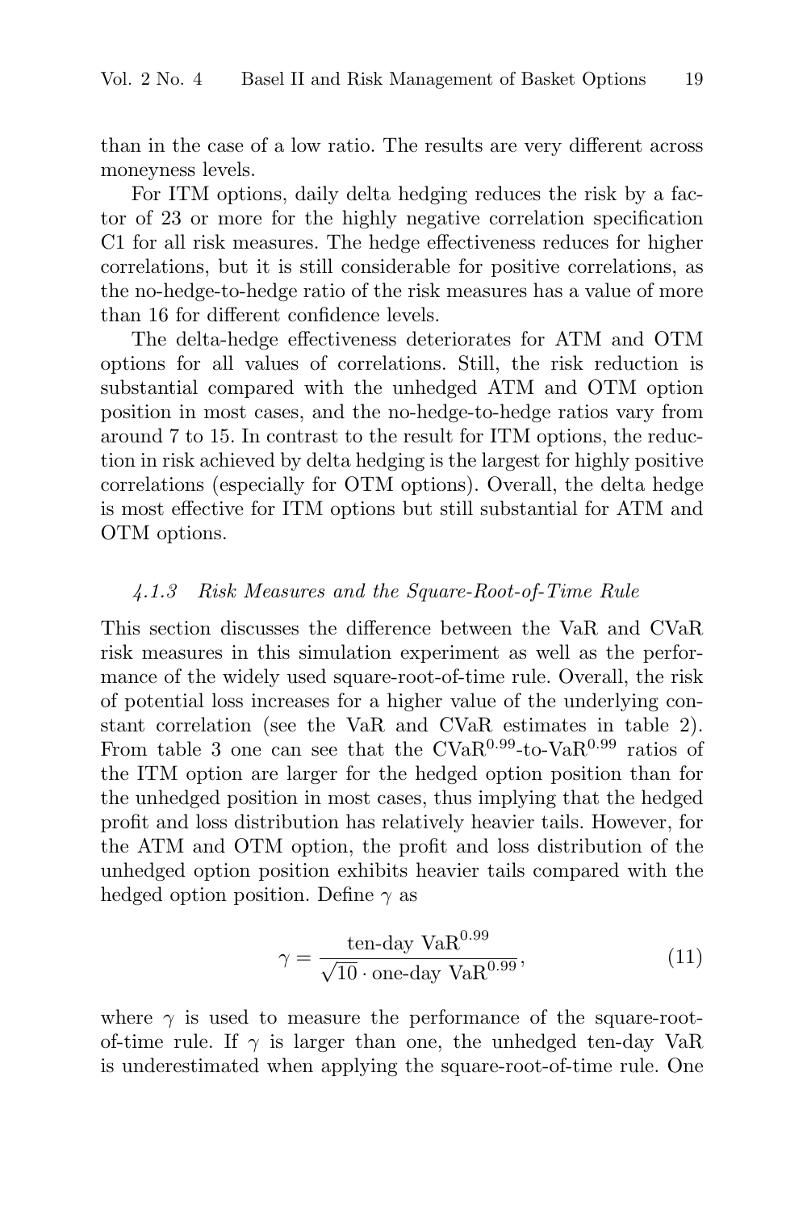than in the case of a low ratio. The results are very different across moneyness levels.

For ITM options, daily delta hedging reduces the risk by a factor of 23 or more for the highly negative correlation specification C1 for all risk measures. The hedge effectiveness reduces for higher correlations, but it is still considerable for positive correlations, as the no-hedge-to-hedge ratio of the risk measures has a value of more than 16 for different confidence levels.

The delta-hedge effectiveness deteriorates for ATM and OTM options for all values of correlations. Still, the risk reduction is substantial compared with the unhedged ATM and OTM option position in most cases, and the no-hedge-to-hedge ratios vary from around 7 to 15. In contrast to the result for ITM options, the reduction in risk achieved by delta hedging is the largest for highly positive correlations (especially for OTM options). Overall, the delta hedge is most effective for ITM options but still substantial for ATM and OTM options.

#### *4.1.3 Risk Measures and the Square-Root-of-Time Rule*

This section discusses the difference between the VaR and CVaR risk measures in this simulation experiment as well as the performance of the widely used square-root-of-time rule. Overall, the risk of potential loss increases for a higher value of the underlying constant correlation (see the VaR and CVaR estimates in table 2). From table 3 one can see that the $\text{CVaR}^{0.99}$-to-$\text{VaR}^{0.99}$ ratios of the ITM option are larger for the hedged option position than for the unhedged position in most cases, thus implying that the hedged profit and loss distribution has relatively heavier tails. However, for the ATM and OTM option, the profit and loss distribution of the unhedged option position exhibits heavier tails compared with the hedged option position. Define $\gamma$ as

$$\gamma = \frac{\text{ten-day VaR}^{0.99}}{\sqrt{10} \cdot \text{one-day VaR}^{0.99}}, \tag{11}$$

where $\gamma$ is used to measure the performance of the square-root-of-time rule. If $\gamma$ is larger than one, the unhedged ten-day VaR is underestimated when applying the square-root-of-time rule. One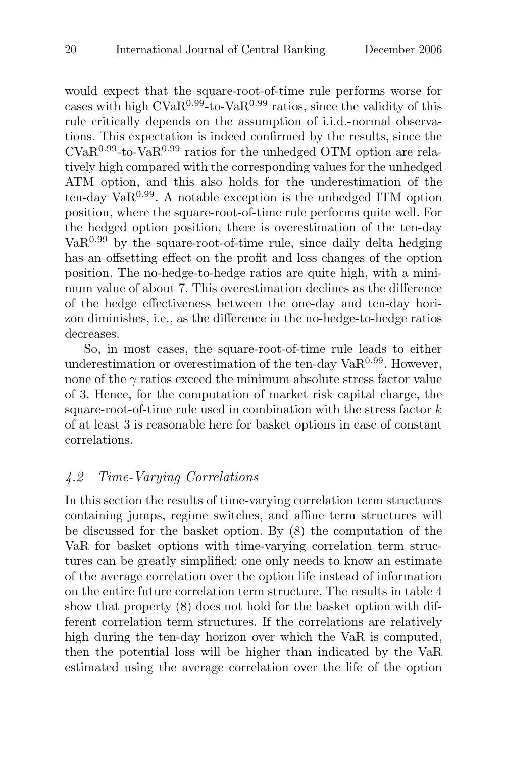would expect that the square-root-of-time rule performs worse for cases with high $\mathrm{CVaR}^{0.99}$-to-$\mathrm{VaR}^{0.99}$ ratios, since the validity of this rule critically depends on the assumption of i.i.d.-normal observations. This expectation is indeed confirmed by the results, since the $\mathrm{CVaR}^{0.99}$-to-$\mathrm{VaR}^{0.99}$ ratios for the unhedged OTM option are relatively high compared with the corresponding values for the unhedged ATM option, and this also holds for the underestimation of the ten-day $\mathrm{VaR}^{0.99}$. A notable exception is the unhedged ITM option position, where the square-root-of-time rule performs quite well. For the hedged option position, there is overestimation of the ten-day $\mathrm{VaR}^{0.99}$ by the square-root-of-time rule, since daily delta hedging has an offsetting effect on the profit and loss changes of the option position. The no-hedge-to-hedge ratios are quite high, with a minimum value of about 7. This overestimation declines as the difference of the hedge effectiveness between the one-day and ten-day horizon diminishes, i.e., as the difference in the no-hedge-to-hedge ratios decreases.

So, in most cases, the square-root-of-time rule leads to either underestimation or overestimation of the ten-day $\mathrm{VaR}^{0.99}$. However, none of the $\gamma$ ratios exceed the minimum absolute stress factor value of 3. Hence, for the computation of market risk capital charge, the square-root-of-time rule used in combination with the stress factor $k$ of at least 3 is reasonable here for basket options in case of constant correlations.

### *4.2 Time-Varying Correlations*

In this section the results of time-varying correlation term structures containing jumps, regime switches, and affine term structures will be discussed for the basket option. By (8) the computation of the VaR for basket options with time-varying correlation term structures can be greatly simplified: one only needs to know an estimate of the average correlation over the option life instead of information on the entire future correlation term structure. The results in table 4 show that property (8) does not hold for the basket option with different correlation term structures. If the correlations are relatively high during the ten-day horizon over which the VaR is computed, then the potential loss will be higher than indicated by the VaR estimated using the average correlation over the life of the option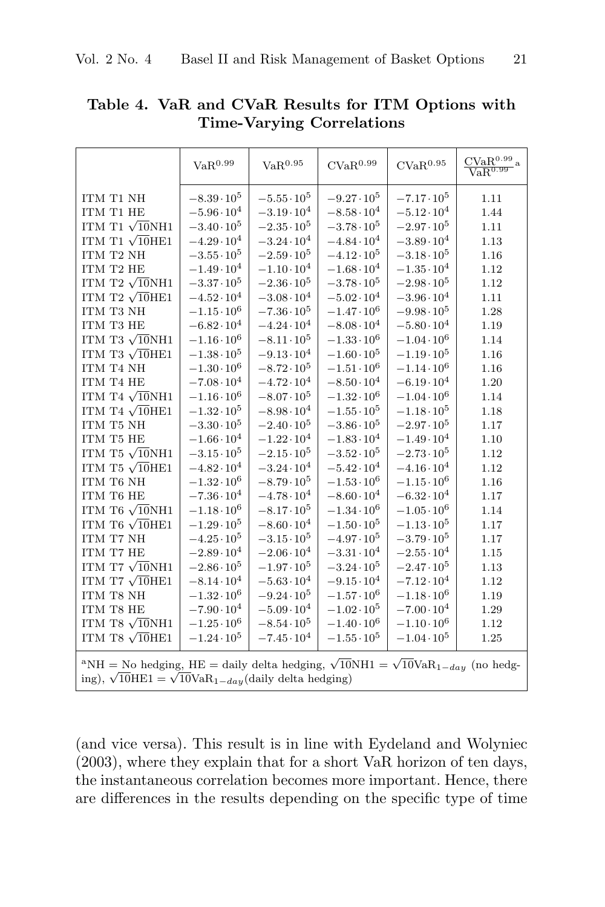**Table 4. VaR and CVaR Results for ITM Options with Time-Varying Correlations**

| | $\text{VaR}^{0.99}$ | $\text{VaR}^{0.95}$ | $\text{CVaR}^{0.99}$ | $\text{CVaR}^{0.95}$ | $\frac{\text{CVaR}^{0.99}}{\text{VaR}^{0.99}}$ [a] |
|---|---|---|---|---|---|
| ITM T1 NH | $-8.39 \cdot 10^5$ | $-5.55 \cdot 10^5$ | $-9.27 \cdot 10^5$ | $-7.17 \cdot 10^5$ | 1.11 |
| ITM T1 HE | $-5.96 \cdot 10^4$ | $-3.19 \cdot 10^4$ | $-8.58 \cdot 10^4$ | $-5.12 \cdot 10^4$ | 1.44 |
| ITM T1 $\sqrt{10}$NH1 | $-3.40 \cdot 10^5$ | $-2.35 \cdot 10^5$ | $-3.78 \cdot 10^5$ | $-2.97 \cdot 10^5$ | 1.11 |
| ITM T1 $\sqrt{10}$HE1 | $-4.29 \cdot 10^4$ | $-3.24 \cdot 10^4$ | $-4.84 \cdot 10^4$ | $-3.89 \cdot 10^4$ | 1.13 |
| ITM T2 NH | $-3.55 \cdot 10^5$ | $-2.59 \cdot 10^5$ | $-4.12 \cdot 10^5$ | $-3.18 \cdot 10^5$ | 1.16 |
| ITM T2 HE | $-1.49 \cdot 10^4$ | $-1.10 \cdot 10^4$ | $-1.68 \cdot 10^4$ | $-1.35 \cdot 10^4$ | 1.12 |
| ITM T2 $\sqrt{10}$NH1 | $-3.37 \cdot 10^5$ | $-2.36 \cdot 10^5$ | $-3.78 \cdot 10^5$ | $-2.98 \cdot 10^5$ | 1.12 |
| ITM T2 $\sqrt{10}$HE1 | $-4.52 \cdot 10^4$ | $-3.08 \cdot 10^4$ | $-5.02 \cdot 10^4$ | $-3.96 \cdot 10^4$ | 1.11 |
| ITM T3 NH | $-1.15 \cdot 10^6$ | $-7.36 \cdot 10^5$ | $-1.47 \cdot 10^6$ | $-9.98 \cdot 10^5$ | 1.28 |
| ITM T3 HE | $-6.82 \cdot 10^4$ | $-4.24 \cdot 10^4$ | $-8.08 \cdot 10^4$ | $-5.80 \cdot 10^4$ | 1.19 |
| ITM T3 $\sqrt{10}$NH1 | $-1.16 \cdot 10^6$ | $-8.11 \cdot 10^5$ | $-1.33 \cdot 10^6$ | $-1.04 \cdot 10^6$ | 1.14 |
| ITM T3 $\sqrt{10}$HE1 | $-1.38 \cdot 10^5$ | $-9.13 \cdot 10^4$ | $-1.60 \cdot 10^5$ | $-1.19 \cdot 10^5$ | 1.16 |
| ITM T4 NH | $-1.30 \cdot 10^6$ | $-8.72 \cdot 10^5$ | $-1.51 \cdot 10^6$ | $-1.14 \cdot 10^6$ | 1.16 |
| ITM T4 HE | $-7.08 \cdot 10^4$ | $-4.72 \cdot 10^4$ | $-8.50 \cdot 10^4$ | $-6.19 \cdot 10^4$ | 1.20 |
| ITM T4 $\sqrt{10}$NH1 | $-1.16 \cdot 10^6$ | $-8.07 \cdot 10^5$ | $-1.32 \cdot 10^6$ | $-1.04 \cdot 10^6$ | 1.14 |
| ITM T4 $\sqrt{10}$HE1 | $-1.32 \cdot 10^5$ | $-8.98 \cdot 10^4$ | $-1.55 \cdot 10^5$ | $-1.18 \cdot 10^5$ | 1.18 |
| ITM T5 NH | $-3.30 \cdot 10^5$ | $-2.40 \cdot 10^5$ | $-3.86 \cdot 10^5$ | $-2.97 \cdot 10^5$ | 1.17 |
| ITM T5 HE | $-1.66 \cdot 10^4$ | $-1.22 \cdot 10^4$ | $-1.83 \cdot 10^4$ | $-1.49 \cdot 10^4$ | 1.10 |
| ITM T5 $\sqrt{10}$NH1 | $-3.15 \cdot 10^5$ | $-2.15 \cdot 10^5$ | $-3.52 \cdot 10^5$ | $-2.73 \cdot 10^5$ | 1.12 |
| ITM T5 $\sqrt{10}$HE1 | $-4.82 \cdot 10^4$ | $-3.24 \cdot 10^4$ | $-5.42 \cdot 10^4$ | $-4.16 \cdot 10^4$ | 1.12 |
| ITM T6 NH | $-1.32 \cdot 10^6$ | $-8.79 \cdot 10^5$ | $-1.53 \cdot 10^6$ | $-1.15 \cdot 10^6$ | 1.16 |
| ITM T6 HE | $-7.36 \cdot 10^4$ | $-4.78 \cdot 10^4$ | $-8.60 \cdot 10^4$ | $-6.32 \cdot 10^4$ | 1.17 |
| ITM T6 $\sqrt{10}$NH1 | $-1.18 \cdot 10^6$ | $-8.17 \cdot 10^5$ | $-1.34 \cdot 10^6$ | $-1.05 \cdot 10^6$ | 1.14 |
| ITM T6 $\sqrt{10}$HE1 | $-1.29 \cdot 10^5$ | $-8.60 \cdot 10^4$ | $-1.50 \cdot 10^5$ | $-1.13 \cdot 10^5$ | 1.17 |
| ITM T7 NH | $-4.25 \cdot 10^5$ | $-3.15 \cdot 10^5$ | $-4.97 \cdot 10^5$ | $-3.79 \cdot 10^5$ | 1.17 |
| ITM T7 HE | $-2.89 \cdot 10^4$ | $-2.06 \cdot 10^4$ | $-3.31 \cdot 10^4$ | $-2.55 \cdot 10^4$ | 1.15 |
| ITM T7 $\sqrt{10}$NH1 | $-2.86 \cdot 10^5$ | $-1.97 \cdot 10^5$ | $-3.24 \cdot 10^5$ | $-2.47 \cdot 10^5$ | 1.13 |
| ITM T7 $\sqrt{10}$HE1 | $-8.14 \cdot 10^4$ | $-5.63 \cdot 10^4$ | $-9.15 \cdot 10^4$ | $-7.12 \cdot 10^4$ | 1.12 |
| ITM T8 NH | $-1.32 \cdot 10^6$ | $-9.24 \cdot 10^5$ | $-1.57 \cdot 10^6$ | $-1.18 \cdot 10^6$ | 1.19 |
| ITM T8 HE | $-7.90 \cdot 10^4$ | $-5.09 \cdot 10^4$ | $-1.02 \cdot 10^5$ | $-7.00 \cdot 10^4$ | 1.29 |
| ITM T8 $\sqrt{10}$NH1 | $-1.25 \cdot 10^6$ | $-8.54 \cdot 10^5$ | $-1.40 \cdot 10^6$ | $-1.10 \cdot 10^6$ | 1.12 |
| ITM T8 $\sqrt{10}$HE1 | $-1.24 \cdot 10^5$ | $-7.45 \cdot 10^4$ | $-1.55 \cdot 10^5$ | $-1.04 \cdot 10^5$ | 1.25 |

[a]NH = No hedging, HE = daily delta hedging, $\sqrt{10}$NH1 = $\sqrt{10}\text{VaR}_{1-day}$ (no hedging), $\sqrt{10}$HE1 = $\sqrt{10}\text{VaR}_{1-day}$(daily delta hedging)

(and vice versa). This result is in line with Eydeland and Wolyniec (2003), where they explain that for a short VaR horizon of ten days, the instantaneous correlation becomes more important. Hence, there are differences in the results depending on the specific type of time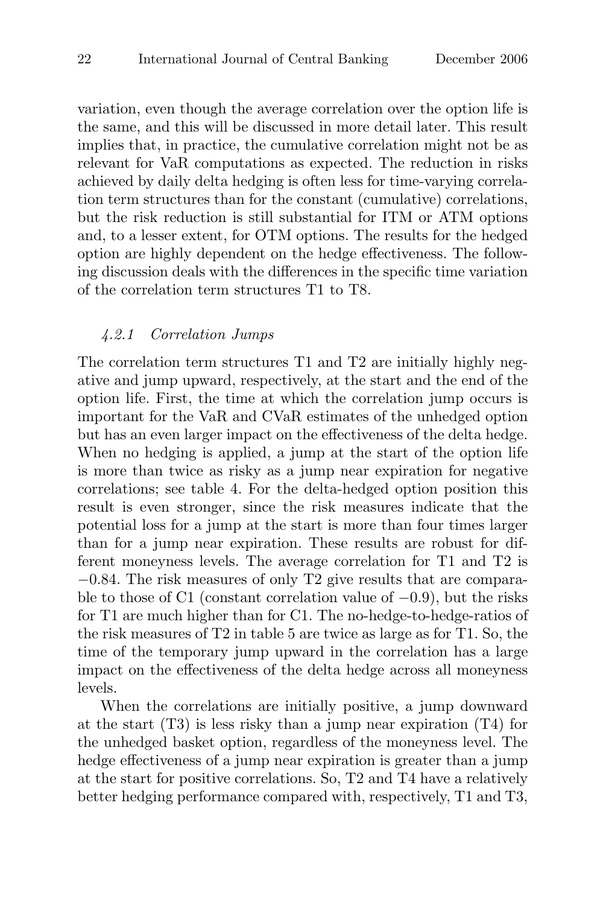variation, even though the average correlation over the option life is the same, and this will be discussed in more detail later. This result implies that, in practice, the cumulative correlation might not be as relevant for VaR computations as expected. The reduction in risks achieved by daily delta hedging is often less for time-varying correlation term structures than for the constant (cumulative) correlations, but the risk reduction is still substantial for ITM or ATM options and, to a lesser extent, for OTM options. The results for the hedged option are highly dependent on the hedge effectiveness. The following discussion deals with the differences in the specific time variation of the correlation term structures T1 to T8.

### *4.2.1 Correlation Jumps*

The correlation term structures T1 and T2 are initially highly negative and jump upward, respectively, at the start and the end of the option life. First, the time at which the correlation jump occurs is important for the VaR and CVaR estimates of the unhedged option but has an even larger impact on the effectiveness of the delta hedge. When no hedging is applied, a jump at the start of the option life is more than twice as risky as a jump near expiration for negative correlations; see table 4. For the delta-hedged option position this result is even stronger, since the risk measures indicate that the potential loss for a jump at the start is more than four times larger than for a jump near expiration. These results are robust for different moneyness levels. The average correlation for T1 and T2 is $-0.84$. The risk measures of only T2 give results that are comparable to those of C1 (constant correlation value of $-0.9$), but the risks for T1 are much higher than for C1. The no-hedge-to-hedge-ratios of the risk measures of T2 in table 5 are twice as large as for T1. So, the time of the temporary jump upward in the correlation has a large impact on the effectiveness of the delta hedge across all moneyness levels.

When the correlations are initially positive, a jump downward at the start (T3) is less risky than a jump near expiration (T4) for the unhedged basket option, regardless of the moneyness level. The hedge effectiveness of a jump near expiration is greater than a jump at the start for positive correlations. So, T2 and T4 have a relatively better hedging performance compared with, respectively, T1 and T3,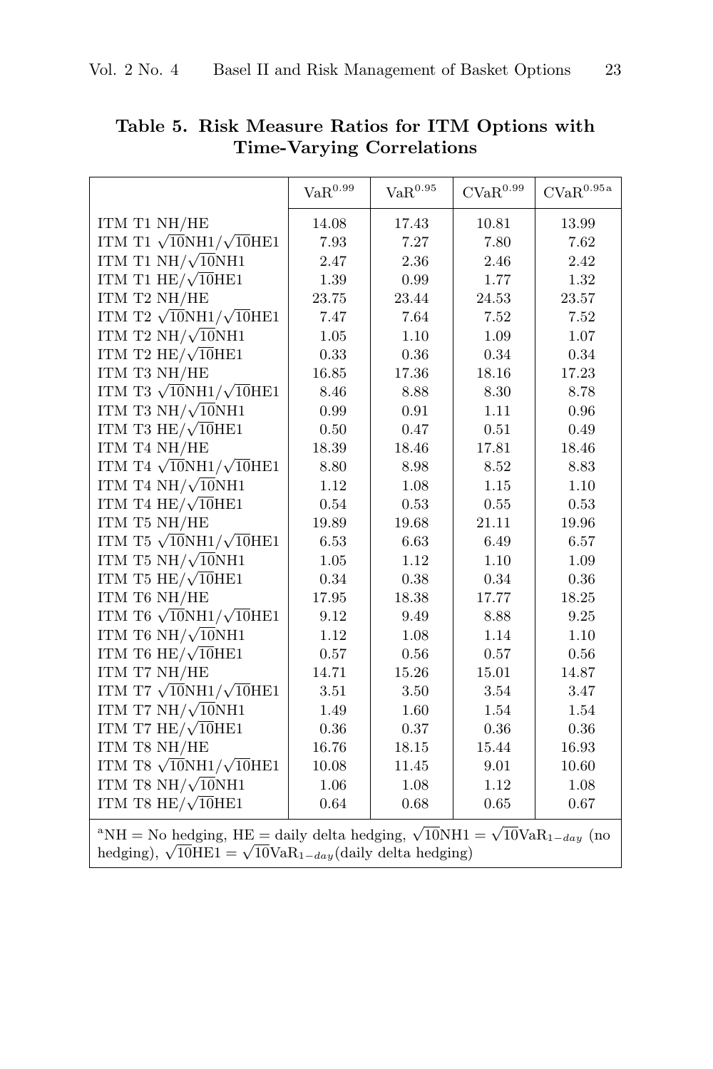**Table 5. Risk Measure Ratios for ITM Options with Time-Varying Correlations**

| | $\mathrm{VaR}^{0.99}$ | $\mathrm{VaR}^{0.95}$ | $\mathrm{CVaR}^{0.99}$ | $\mathrm{CVaR}^{0.95}$[a] |
|---|---|---|---|---|
| ITM T1 NH/HE | 14.08 | 17.43 | 10.81 | 13.99 |
| ITM T1 $\sqrt{10}$NH1/$\sqrt{10}$HE1 | 7.93 | 7.27 | 7.80 | 7.62 |
| ITM T1 NH/$\sqrt{10}$NH1 | 2.47 | 2.36 | 2.46 | 2.42 |
| ITM T1 HE/$\sqrt{10}$HE1 | 1.39 | 0.99 | 1.77 | 1.32 |
| ITM T2 NH/HE | 23.75 | 23.44 | 24.53 | 23.57 |
| ITM T2 $\sqrt{10}$NH1/$\sqrt{10}$HE1 | 7.47 | 7.64 | 7.52 | 7.52 |
| ITM T2 NH/$\sqrt{10}$NH1 | 1.05 | 1.10 | 1.09 | 1.07 |
| ITM T2 HE/$\sqrt{10}$HE1 | 0.33 | 0.36 | 0.34 | 0.34 |
| ITM T3 NH/HE | 16.85 | 17.36 | 18.16 | 17.23 |
| ITM T3 $\sqrt{10}$NH1/$\sqrt{10}$HE1 | 8.46 | 8.88 | 8.30 | 8.78 |
| ITM T3 NH/$\sqrt{10}$NH1 | 0.99 | 0.91 | 1.11 | 0.96 |
| ITM T3 HE/$\sqrt{10}$HE1 | 0.50 | 0.47 | 0.51 | 0.49 |
| ITM T4 NH/HE | 18.39 | 18.46 | 17.81 | 18.46 |
| ITM T4 $\sqrt{10}$NH1/$\sqrt{10}$HE1 | 8.80 | 8.98 | 8.52 | 8.83 |
| ITM T4 NH/$\sqrt{10}$NH1 | 1.12 | 1.08 | 1.15 | 1.10 |
| ITM T4 HE/$\sqrt{10}$HE1 | 0.54 | 0.53 | 0.55 | 0.53 |
| ITM T5 NH/HE | 19.89 | 19.68 | 21.11 | 19.96 |
| ITM T5 $\sqrt{10}$NH1/$\sqrt{10}$HE1 | 6.53 | 6.63 | 6.49 | 6.57 |
| ITM T5 NH/$\sqrt{10}$NH1 | 1.05 | 1.12 | 1.10 | 1.09 |
| ITM T5 HE/$\sqrt{10}$HE1 | 0.34 | 0.38 | 0.34 | 0.36 |
| ITM T6 NH/HE | 17.95 | 18.38 | 17.77 | 18.25 |
| ITM T6 $\sqrt{10}$NH1/$\sqrt{10}$HE1 | 9.12 | 9.49 | 8.88 | 9.25 |
| ITM T6 NH/$\sqrt{10}$NH1 | 1.12 | 1.08 | 1.14 | 1.10 |
| ITM T6 HE/$\sqrt{10}$HE1 | 0.57 | 0.56 | 0.57 | 0.56 |
| ITM T7 NH/HE | 14.71 | 15.26 | 15.01 | 14.87 |
| ITM T7 $\sqrt{10}$NH1/$\sqrt{10}$HE1 | 3.51 | 3.50 | 3.54 | 3.47 |
| ITM T7 NH/$\sqrt{10}$NH1 | 1.49 | 1.60 | 1.54 | 1.54 |
| ITM T7 HE/$\sqrt{10}$HE1 | 0.36 | 0.37 | 0.36 | 0.36 |
| ITM T8 NH/HE | 16.76 | 18.15 | 15.44 | 16.93 |
| ITM T8 $\sqrt{10}$NH1/$\sqrt{10}$HE1 | 10.08 | 11.45 | 9.01 | 10.60 |
| ITM T8 NH/$\sqrt{10}$NH1 | 1.06 | 1.08 | 1.12 | 1.08 |
| ITM T8 HE/$\sqrt{10}$HE1 | 0.64 | 0.68 | 0.65 | 0.67 |

[a]NH = No hedging, HE = daily delta hedging, $\sqrt{10}$NH1 = $\sqrt{10}\mathrm{VaR}_{1-day}$ (no hedging), $\sqrt{10}$HE1 = $\sqrt{10}\mathrm{VaR}_{1-day}$(daily delta hedging)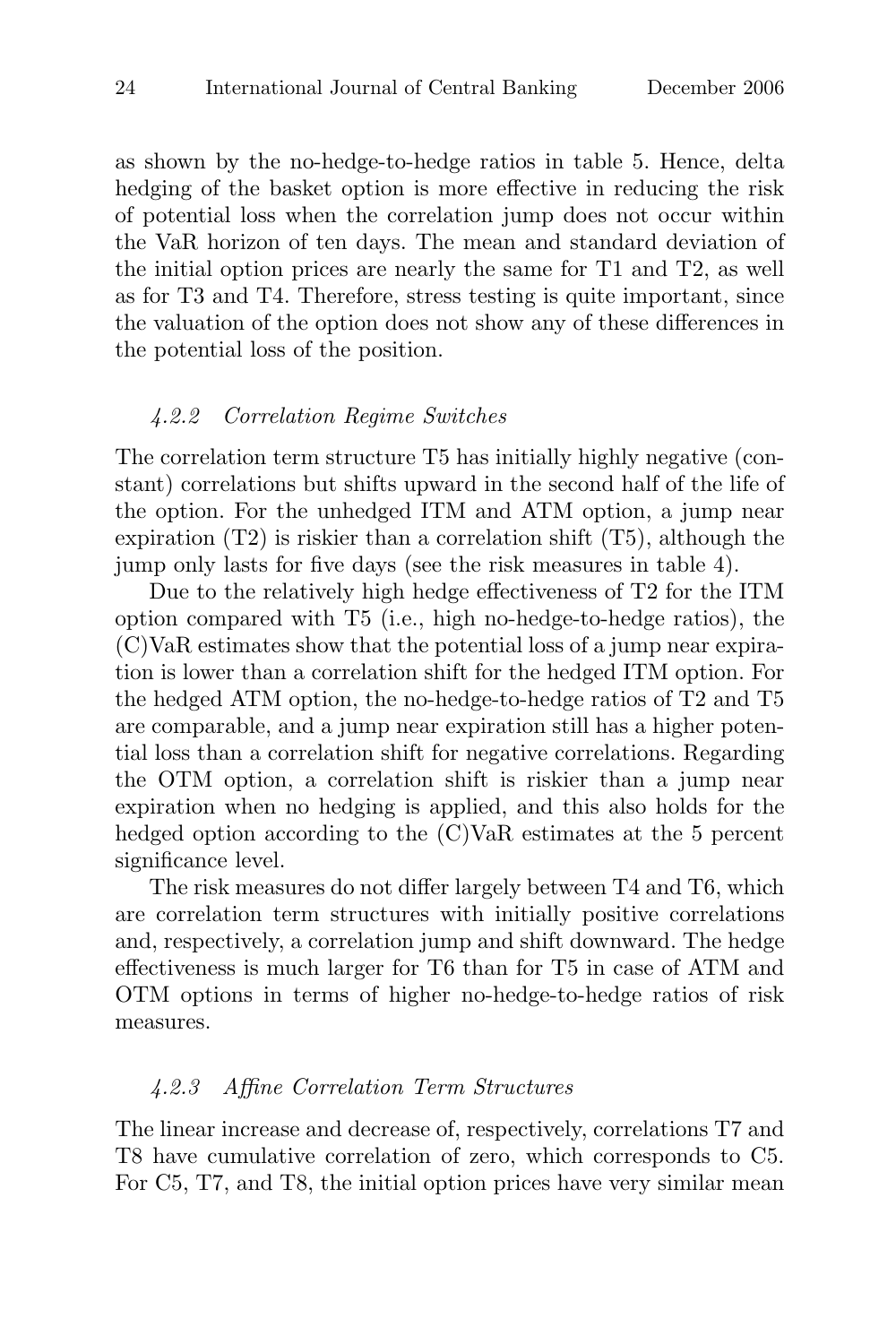as shown by the no-hedge-to-hedge ratios in table 5. Hence, delta hedging of the basket option is more effective in reducing the risk of potential loss when the correlation jump does not occur within the VaR horizon of ten days. The mean and standard deviation of the initial option prices are nearly the same for T1 and T2, as well as for T3 and T4. Therefore, stress testing is quite important, since the valuation of the option does not show any of these differences in the potential loss of the position.

#### *4.2.2 Correlation Regime Switches*

The correlation term structure T5 has initially highly negative (constant) correlations but shifts upward in the second half of the life of the option. For the unhedged ITM and ATM option, a jump near expiration (T2) is riskier than a correlation shift (T5), although the jump only lasts for five days (see the risk measures in table 4).

Due to the relatively high hedge effectiveness of T2 for the ITM option compared with T5 (i.e., high no-hedge-to-hedge ratios), the (C)VaR estimates show that the potential loss of a jump near expiration is lower than a correlation shift for the hedged ITM option. For the hedged ATM option, the no-hedge-to-hedge ratios of T2 and T5 are comparable, and a jump near expiration still has a higher potential loss than a correlation shift for negative correlations. Regarding the OTM option, a correlation shift is riskier than a jump near expiration when no hedging is applied, and this also holds for the hedged option according to the (C)VaR estimates at the 5 percent significance level.

The risk measures do not differ largely between T4 and T6, which are correlation term structures with initially positive correlations and, respectively, a correlation jump and shift downward. The hedge effectiveness is much larger for T6 than for T5 in case of ATM and OTM options in terms of higher no-hedge-to-hedge ratios of risk measures.

#### *4.2.3 Affine Correlation Term Structures*

The linear increase and decrease of, respectively, correlations T7 and T8 have cumulative correlation of zero, which corresponds to C5. For C5, T7, and T8, the initial option prices have very similar mean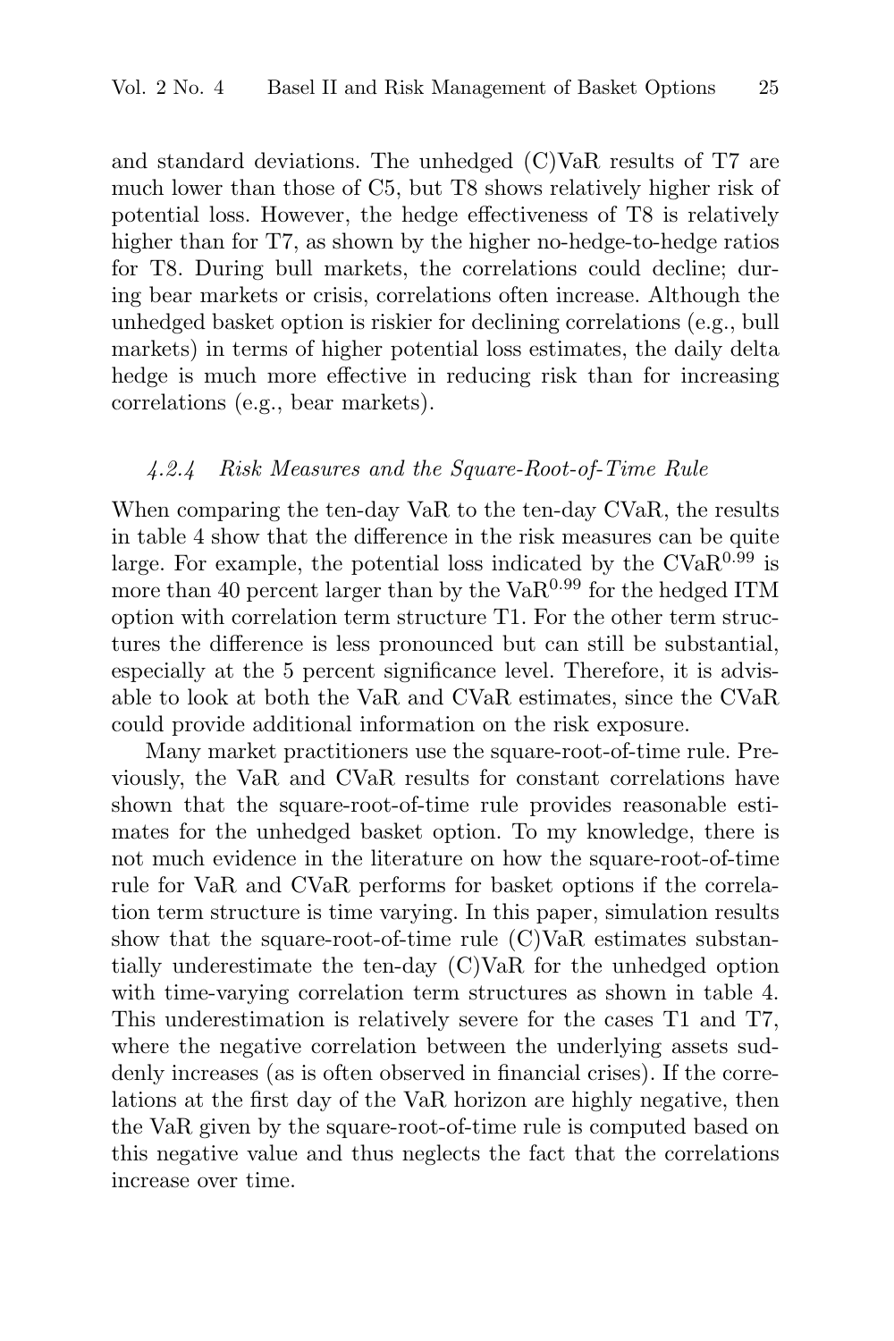and standard deviations. The unhedged (C)VaR results of T7 are much lower than those of C5, but T8 shows relatively higher risk of potential loss. However, the hedge effectiveness of T8 is relatively higher than for T7, as shown by the higher no-hedge-to-hedge ratios for T8. During bull markets, the correlations could decline; during bear markets or crisis, correlations often increase. Although the unhedged basket option is riskier for declining correlations (e.g., bull markets) in terms of higher potential loss estimates, the daily delta hedge is much more effective in reducing risk than for increasing correlations (e.g., bear markets).

#### *4.2.4 Risk Measures and the Square-Root-of-Time Rule*

When comparing the ten-day VaR to the ten-day CVaR, the results in table 4 show that the difference in the risk measures can be quite large. For example, the potential loss indicated by the $\mathrm{CVaR}^{0.99}$ is more than 40 percent larger than by the $\mathrm{VaR}^{0.99}$ for the hedged ITM option with correlation term structure T1. For the other term structures the difference is less pronounced but can still be substantial, especially at the 5 percent significance level. Therefore, it is advisable to look at both the VaR and CVaR estimates, since the CVaR could provide additional information on the risk exposure.

Many market practitioners use the square-root-of-time rule. Previously, the VaR and CVaR results for constant correlations have shown that the square-root-of-time rule provides reasonable estimates for the unhedged basket option. To my knowledge, there is not much evidence in the literature on how the square-root-of-time rule for VaR and CVaR performs for basket options if the correlation term structure is time varying. In this paper, simulation results show that the square-root-of-time rule (C)VaR estimates substantially underestimate the ten-day (C)VaR for the unhedged option with time-varying correlation term structures as shown in table 4. This underestimation is relatively severe for the cases T1 and T7, where the negative correlation between the underlying assets suddenly increases (as is often observed in financial crises). If the correlations at the first day of the VaR horizon are highly negative, then the VaR given by the square-root-of-time rule is computed based on this negative value and thus neglects the fact that the correlations increase over time.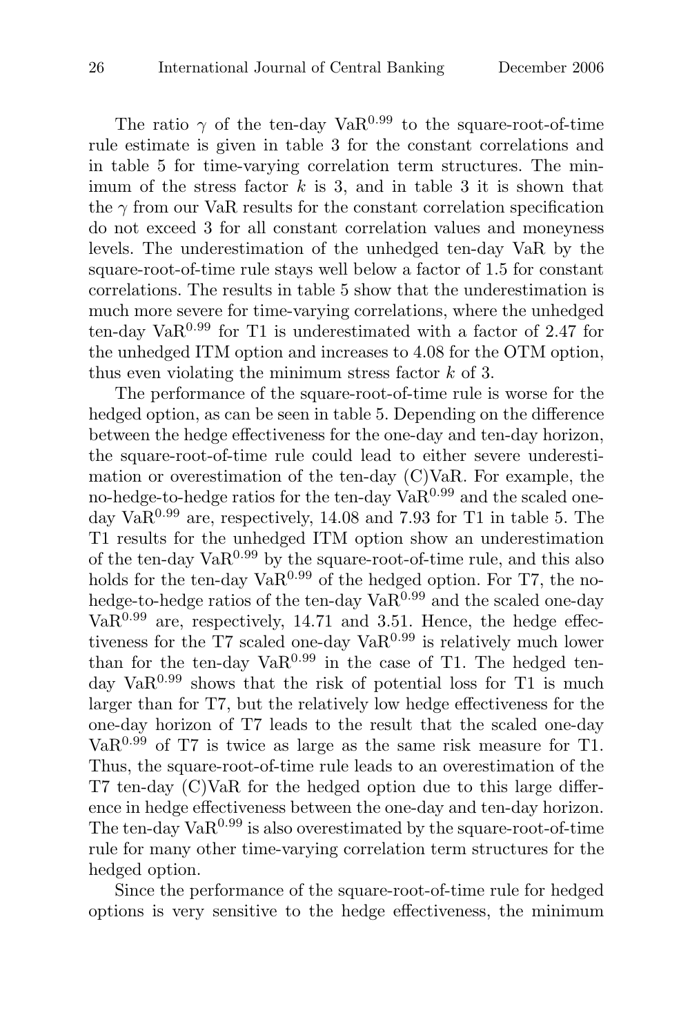The ratio $\gamma$ of the ten-day $\text{VaR}^{0.99}$ to the square-root-of-time rule estimate is given in table 3 for the constant correlations and in table 5 for time-varying correlation term structures. The minimum of the stress factor $k$ is 3, and in table 3 it is shown that the $\gamma$ from our VaR results for the constant correlation specification do not exceed 3 for all constant correlation values and moneyness levels. The underestimation of the unhedged ten-day VaR by the square-root-of-time rule stays well below a factor of 1.5 for constant correlations. The results in table 5 show that the underestimation is much more severe for time-varying correlations, where the unhedged ten-day $\text{VaR}^{0.99}$ for T1 is underestimated with a factor of 2.47 for the unhedged ITM option and increases to 4.08 for the OTM option, thus even violating the minimum stress factor $k$ of 3.

The performance of the square-root-of-time rule is worse for the hedged option, as can be seen in table 5. Depending on the difference between the hedge effectiveness for the one-day and ten-day horizon, the square-root-of-time rule could lead to either severe underestimation or overestimation of the ten-day (C)VaR. For example, the no-hedge-to-hedge ratios for the ten-day $\text{VaR}^{0.99}$ and the scaled one-day $\text{VaR}^{0.99}$ are, respectively, 14.08 and 7.93 for T1 in table 5. The T1 results for the unhedged ITM option show an underestimation of the ten-day $\text{VaR}^{0.99}$ by the square-root-of-time rule, and this also holds for the ten-day $\text{VaR}^{0.99}$ of the hedged option. For T7, the no-hedge-to-hedge ratios of the ten-day $\text{VaR}^{0.99}$ and the scaled one-day $\text{VaR}^{0.99}$ are, respectively, 14.71 and 3.51. Hence, the hedge effectiveness for the T7 scaled one-day $\text{VaR}^{0.99}$ is relatively much lower than for the ten-day $\text{VaR}^{0.99}$ in the case of T1. The hedged ten-day $\text{VaR}^{0.99}$ shows that the risk of potential loss for T1 is much larger than for T7, but the relatively low hedge effectiveness for the one-day horizon of T7 leads to the result that the scaled one-day $\text{VaR}^{0.99}$ of T7 is twice as large as the same risk measure for T1. Thus, the square-root-of-time rule leads to an overestimation of the T7 ten-day (C)VaR for the hedged option due to this large difference in hedge effectiveness between the one-day and ten-day horizon. The ten-day $\text{VaR}^{0.99}$ is also overestimated by the square-root-of-time rule for many other time-varying correlation term structures for the hedged option.

Since the performance of the square-root-of-time rule for hedged options is very sensitive to the hedge effectiveness, the minimum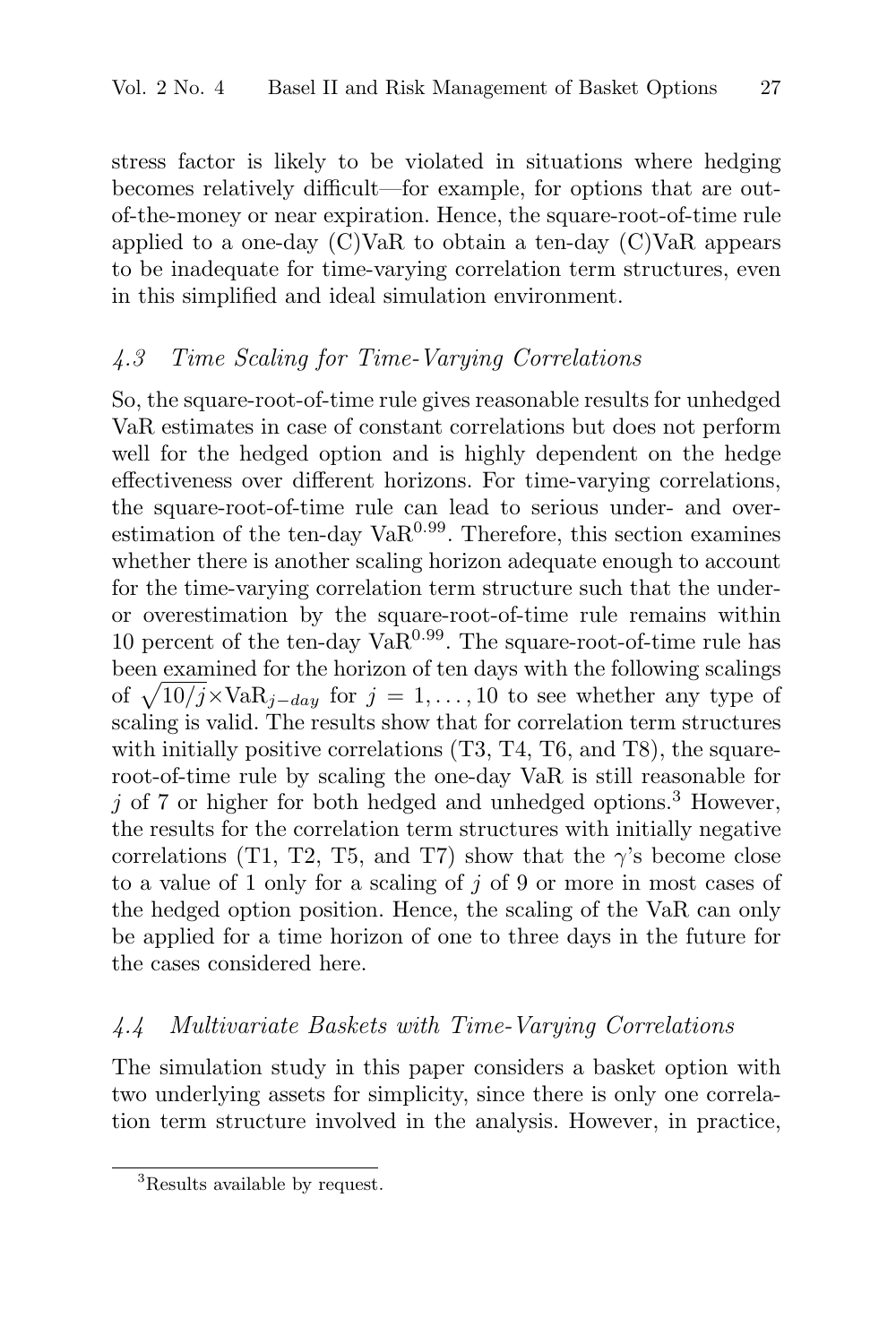stress factor is likely to be violated in situations where hedging becomes relatively difficult—for example, for options that are out-of-the-money or near expiration. Hence, the square-root-of-time rule applied to a one-day (C)VaR to obtain a ten-day (C)VaR appears to be inadequate for time-varying correlation term structures, even in this simplified and ideal simulation environment.

## *4.3 Time Scaling for Time-Varying Correlations*

So, the square-root-of-time rule gives reasonable results for unhedged VaR estimates in case of constant correlations but does not perform well for the hedged option and is highly dependent on the hedge effectiveness over different horizons. For time-varying correlations, the square-root-of-time rule can lead to serious under- and overestimation of the ten-day $\text{VaR}^{0.99}$. Therefore, this section examines whether there is another scaling horizon adequate enough to account for the time-varying correlation term structure such that the under- or overestimation by the square-root-of-time rule remains within 10 percent of the ten-day $\text{VaR}^{0.99}$. The square-root-of-time rule has been examined for the horizon of ten days with the following scalings of $\sqrt{10/j} \times \text{VaR}_{j-day}$ for $j = 1, \ldots, 10$ to see whether any type of scaling is valid. The results show that for correlation term structures with initially positive correlations (T3, T4, T6, and T8), the square-root-of-time rule by scaling the one-day VaR is still reasonable for $j$ of 7 or higher for both hedged and unhedged options.[3] However, the results for the correlation term structures with initially negative correlations (T1, T2, T5, and T7) show that the $\gamma$'s become close to a value of 1 only for a scaling of $j$ of 9 or more in most cases of the hedged option position. Hence, the scaling of the VaR can only be applied for a time horizon of one to three days in the future for the cases considered here.

## *4.4 Multivariate Baskets with Time-Varying Correlations*

The simulation study in this paper considers a basket option with two underlying assets for simplicity, since there is only one correlation term structure involved in the analysis. However, in practice,

[3] Results available by request.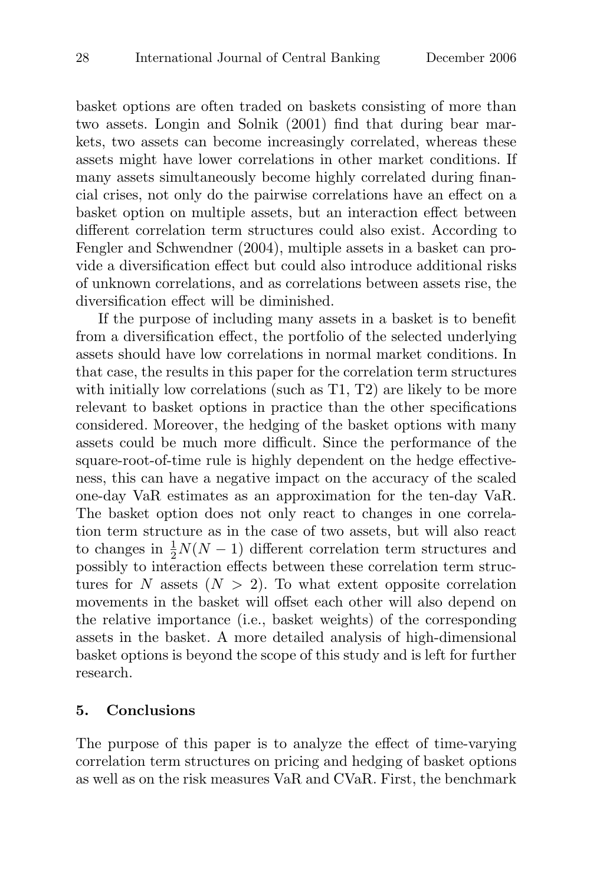basket options are often traded on baskets consisting of more than two assets. Longin and Solnik (2001) find that during bear markets, two assets can become increasingly correlated, whereas these assets might have lower correlations in other market conditions. If many assets simultaneously become highly correlated during financial crises, not only do the pairwise correlations have an effect on a basket option on multiple assets, but an interaction effect between different correlation term structures could also exist. According to Fengler and Schwendner (2004), multiple assets in a basket can provide a diversification effect but could also introduce additional risks of unknown correlations, and as correlations between assets rise, the diversification effect will be diminished.

If the purpose of including many assets in a basket is to benefit from a diversification effect, the portfolio of the selected underlying assets should have low correlations in normal market conditions. In that case, the results in this paper for the correlation term structures with initially low correlations (such as T1, T2) are likely to be more relevant to basket options in practice than the other specifications considered. Moreover, the hedging of the basket options with many assets could be much more difficult. Since the performance of the square-root-of-time rule is highly dependent on the hedge effectiveness, this can have a negative impact on the accuracy of the scaled one-day VaR estimates as an approximation for the ten-day VaR. The basket option does not only react to changes in one correlation term structure as in the case of two assets, but will also react to changes in $\frac{1}{2}N(N-1)$ different correlation term structures and possibly to interaction effects between these correlation term structures for $N$ assets ($N > 2$). To what extent opposite correlation movements in the basket will offset each other will also depend on the relative importance (i.e., basket weights) of the corresponding assets in the basket. A more detailed analysis of high-dimensional basket options is beyond the scope of this study and is left for further research.

## 5. Conclusions

The purpose of this paper is to analyze the effect of time-varying correlation term structures on pricing and hedging of basket options as well as on the risk measures VaR and CVaR. First, the benchmark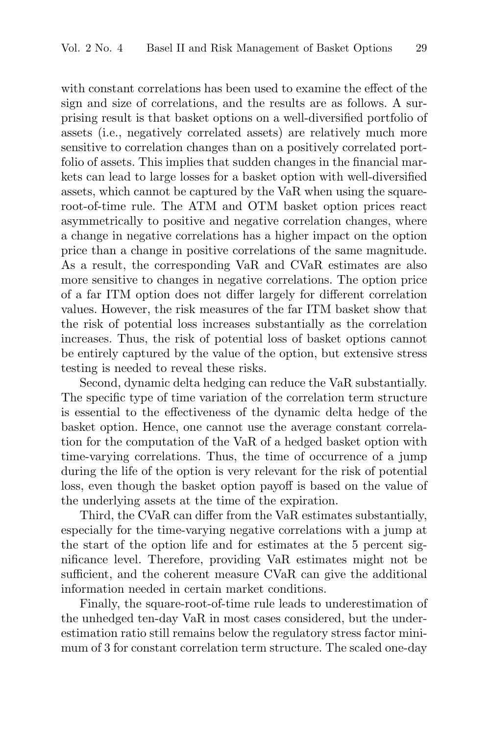with constant correlations has been used to examine the effect of the sign and size of correlations, and the results are as follows. A surprising result is that basket options on a well-diversified portfolio of assets (i.e., negatively correlated assets) are relatively much more sensitive to correlation changes than on a positively correlated portfolio of assets. This implies that sudden changes in the financial markets can lead to large losses for a basket option with well-diversified assets, which cannot be captured by the VaR when using the square-root-of-time rule. The ATM and OTM basket option prices react asymmetrically to positive and negative correlation changes, where a change in negative correlations has a higher impact on the option price than a change in positive correlations of the same magnitude. As a result, the corresponding VaR and CVaR estimates are also more sensitive to changes in negative correlations. The option price of a far ITM option does not differ largely for different correlation values. However, the risk measures of the far ITM basket show that the risk of potential loss increases substantially as the correlation increases. Thus, the risk of potential loss of basket options cannot be entirely captured by the value of the option, but extensive stress testing is needed to reveal these risks.

Second, dynamic delta hedging can reduce the VaR substantially. The specific type of time variation of the correlation term structure is essential to the effectiveness of the dynamic delta hedge of the basket option. Hence, one cannot use the average constant correlation for the computation of the VaR of a hedged basket option with time-varying correlations. Thus, the time of occurrence of a jump during the life of the option is very relevant for the risk of potential loss, even though the basket option payoff is based on the value of the underlying assets at the time of the expiration.

Third, the CVaR can differ from the VaR estimates substantially, especially for the time-varying negative correlations with a jump at the start of the option life and for estimates at the 5 percent significance level. Therefore, providing VaR estimates might not be sufficient, and the coherent measure CVaR can give the additional information needed in certain market conditions.

Finally, the square-root-of-time rule leads to underestimation of the unhedged ten-day VaR in most cases considered, but the underestimation ratio still remains below the regulatory stress factor minimum of 3 for constant correlation term structure. The scaled one-day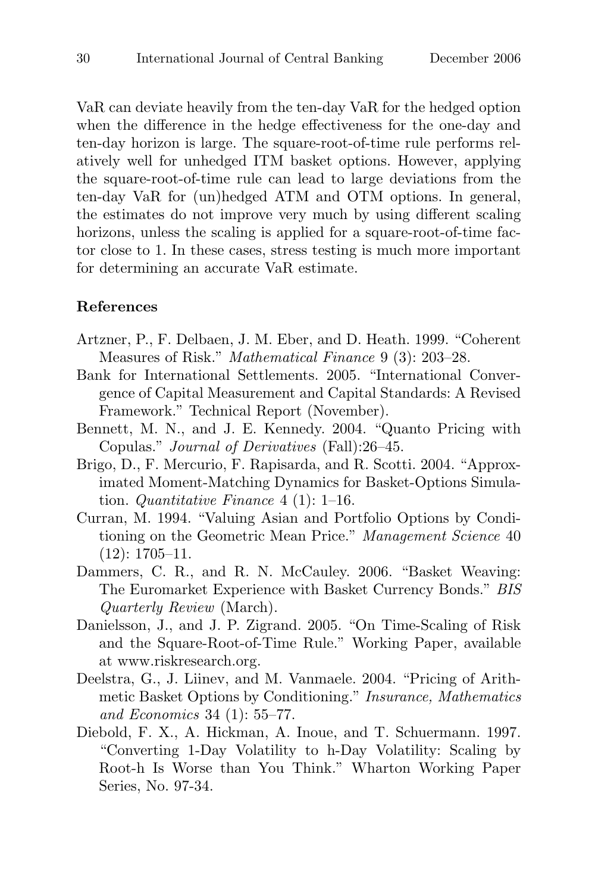VaR can deviate heavily from the ten-day VaR for the hedged option when the difference in the hedge effectiveness for the one-day and ten-day horizon is large. The square-root-of-time rule performs relatively well for unhedged ITM basket options. However, applying the square-root-of-time rule can lead to large deviations from the ten-day VaR for (un)hedged ATM and OTM options. In general, the estimates do not improve very much by using different scaling horizons, unless the scaling is applied for a square-root-of-time factor close to 1. In these cases, stress testing is much more important for determining an accurate VaR estimate.

## References

Artzner, P., F. Delbaen, J. M. Eber, and D. Heath. 1999. "Coherent Measures of Risk." *Mathematical Finance* 9 (3): 203–28.

Bank for International Settlements. 2005. "International Convergence of Capital Measurement and Capital Standards: A Revised Framework." Technical Report (November).

Bennett, M. N., and J. E. Kennedy. 2004. "Quanto Pricing with Copulas." *Journal of Derivatives* (Fall):26–45.

Brigo, D., F. Mercurio, F. Rapisarda, and R. Scotti. 2004. "Approximated Moment-Matching Dynamics for Basket-Options Simulation. *Quantitative Finance* 4 (1): 1–16.

Curran, M. 1994. "Valuing Asian and Portfolio Options by Conditioning on the Geometric Mean Price." *Management Science* 40 (12): 1705–11.

Dammers, C. R., and R. N. McCauley. 2006. "Basket Weaving: The Euromarket Experience with Basket Currency Bonds." *BIS Quarterly Review* (March).

Danielsson, J., and J. P. Zigrand. 2005. "On Time-Scaling of Risk and the Square-Root-of-Time Rule." Working Paper, available at www.riskresearch.org.

Deelstra, G., J. Liinev, and M. Vanmaele. 2004. "Pricing of Arithmetic Basket Options by Conditioning." *Insurance, Mathematics and Economics* 34 (1): 55–77.

Diebold, F. X., A. Hickman, A. Inoue, and T. Schuermann. 1997. "Converting 1-Day Volatility to h-Day Volatility: Scaling by Root-h Is Worse than You Think." Wharton Working Paper Series, No. 97-34.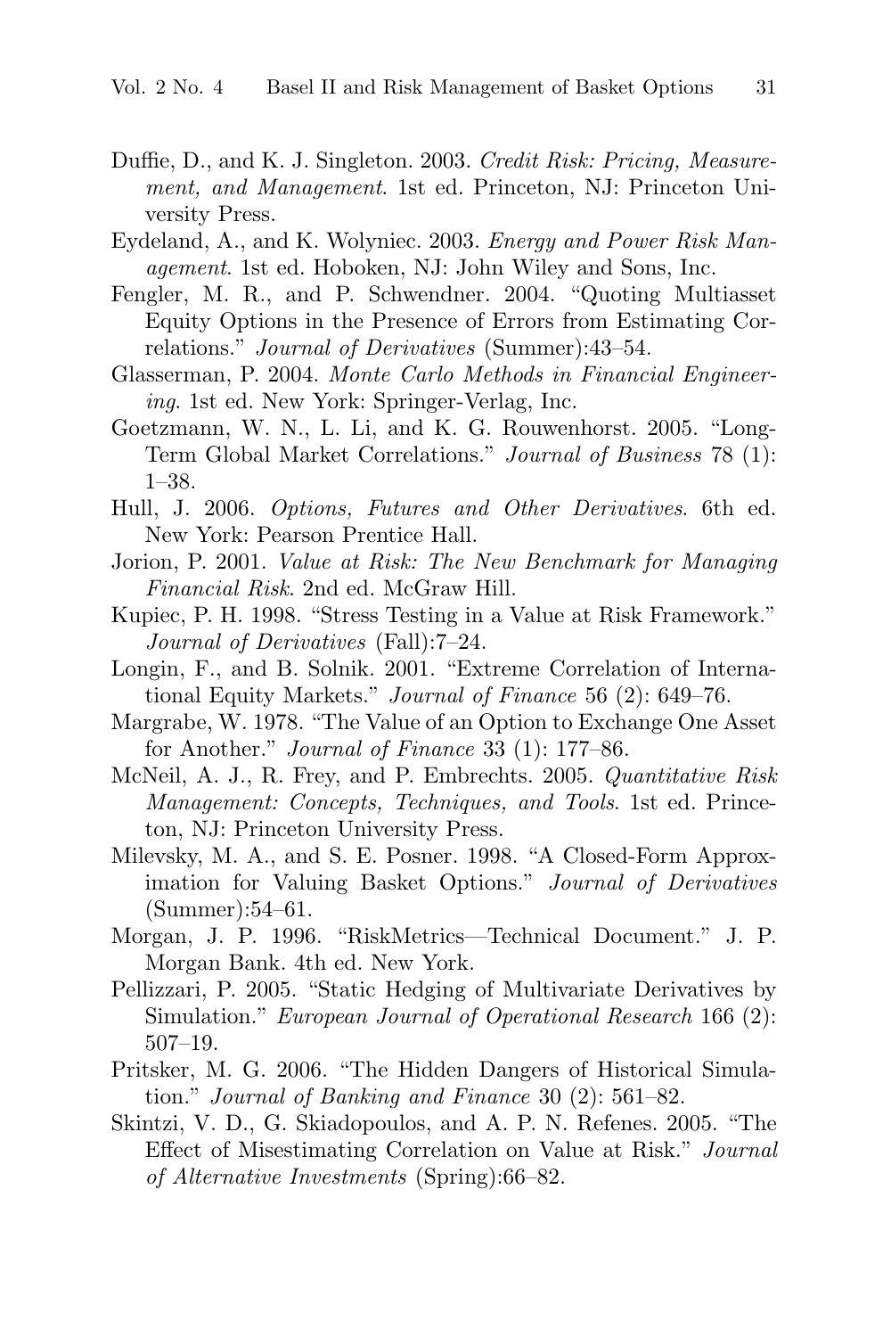Duffie, D., and K. J. Singleton. 2003. *Credit Risk: Pricing, Measurement, and Management*. 1st ed. Princeton, NJ: Princeton University Press.

Eydeland, A., and K. Wolyniec. 2003. *Energy and Power Risk Management*. 1st ed. Hoboken, NJ: John Wiley and Sons, Inc.

Fengler, M. R., and P. Schwendner. 2004. "Quoting Multiasset Equity Options in the Presence of Errors from Estimating Correlations." *Journal of Derivatives* (Summer):43–54.

Glasserman, P. 2004. *Monte Carlo Methods in Financial Engineering*. 1st ed. New York: Springer-Verlag, Inc.

Goetzmann, W. N., L. Li, and K. G. Rouwenhorst. 2005. "Long-Term Global Market Correlations." *Journal of Business* 78 (1): 1–38.

Hull, J. 2006. *Options, Futures and Other Derivatives*. 6th ed. New York: Pearson Prentice Hall.

Jorion, P. 2001. *Value at Risk: The New Benchmark for Managing Financial Risk*. 2nd ed. McGraw Hill.

Kupiec, P. H. 1998. "Stress Testing in a Value at Risk Framework." *Journal of Derivatives* (Fall):7–24.

Longin, F., and B. Solnik. 2001. "Extreme Correlation of International Equity Markets." *Journal of Finance* 56 (2): 649–76.

Margrabe, W. 1978. "The Value of an Option to Exchange One Asset for Another." *Journal of Finance* 33 (1): 177–86.

McNeil, A. J., R. Frey, and P. Embrechts. 2005. *Quantitative Risk Management: Concepts, Techniques, and Tools*. 1st ed. Princeton, NJ: Princeton University Press.

Milevsky, M. A., and S. E. Posner. 1998. "A Closed-Form Approximation for Valuing Basket Options." *Journal of Derivatives* (Summer):54–61.

Morgan, J. P. 1996. "RiskMetrics—Technical Document." J. P. Morgan Bank. 4th ed. New York.

Pellizzari, P. 2005. "Static Hedging of Multivariate Derivatives by Simulation." *European Journal of Operational Research* 166 (2): 507–19.

Pritsker, M. G. 2006. "The Hidden Dangers of Historical Simulation." *Journal of Banking and Finance* 30 (2): 561–82.

Skintzi, V. D., G. Skiadopoulos, and A. P. N. Refenes. 2005. "The Effect of Misestimating Correlation on Value at Risk." *Journal of Alternative Investments* (Spring):66–82.